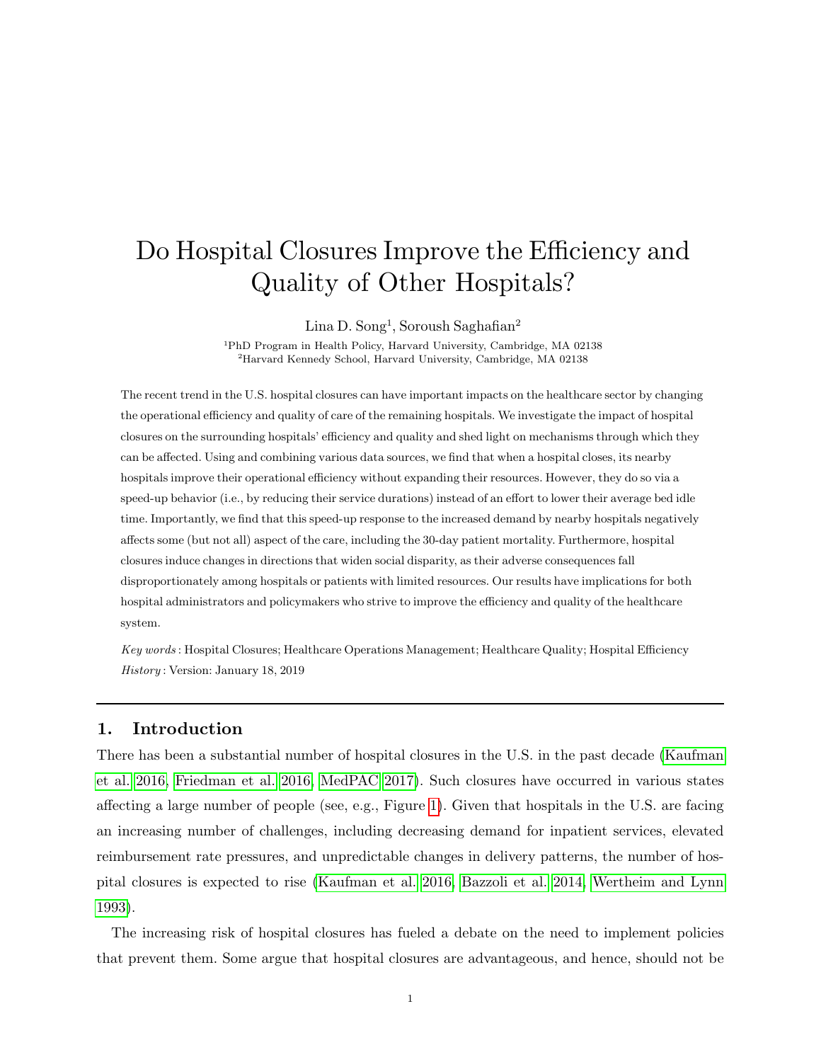# Do Hospital Closures Improve the Efficiency and Quality of Other Hospitals?

Lina D. Song[1], Soroush Saghafian[2]

[1]PhD Program in Health Policy, Harvard University, Cambridge, MA 02138
[2]Harvard Kennedy School, Harvard University, Cambridge, MA 02138

The recent trend in the U.S. hospital closures can have important impacts on the healthcare sector by changing the operational efficiency and quality of care of the remaining hospitals. We investigate the impact of hospital closures on the surrounding hospitals' efficiency and quality and shed light on mechanisms through which they can be affected. Using and combining various data sources, we find that when a hospital closes, its nearby hospitals improve their operational efficiency without expanding their resources. However, they do so via a speed-up behavior (i.e., by reducing their service durations) instead of an effort to lower their average bed idle time. Importantly, we find that this speed-up response to the increased demand by nearby hospitals negatively affects some (but not all) aspect of the care, including the 30-day patient mortality. Furthermore, hospital closures induce changes in directions that widen social disparity, as their adverse consequences fall disproportionately among hospitals or patients with limited resources. Our results have implications for both hospital administrators and policymakers who strive to improve the efficiency and quality of the healthcare system.

*Key words*: Hospital Closures; Healthcare Operations Management; Healthcare Quality; Hospital Efficiency
*History*: Version: January 18, 2019

## 1. Introduction

There has been a substantial number of hospital closures in the U.S. in the past decade (Kaufman et al. 2016, Friedman et al. 2016, MedPAC 2017). Such closures have occurred in various states affecting a large number of people (see, e.g., Figure 1). Given that hospitals in the U.S. are facing an increasing number of challenges, including decreasing demand for inpatient services, elevated reimbursement rate pressures, and unpredictable changes in delivery patterns, the number of hospital closures is expected to rise (Kaufman et al. 2016, Bazzoli et al. 2014, Wertheim and Lynn 1993).

The increasing risk of hospital closures has fueled a debate on the need to implement policies that prevent them. Some argue that hospital closures are advantageous, and hence, should not be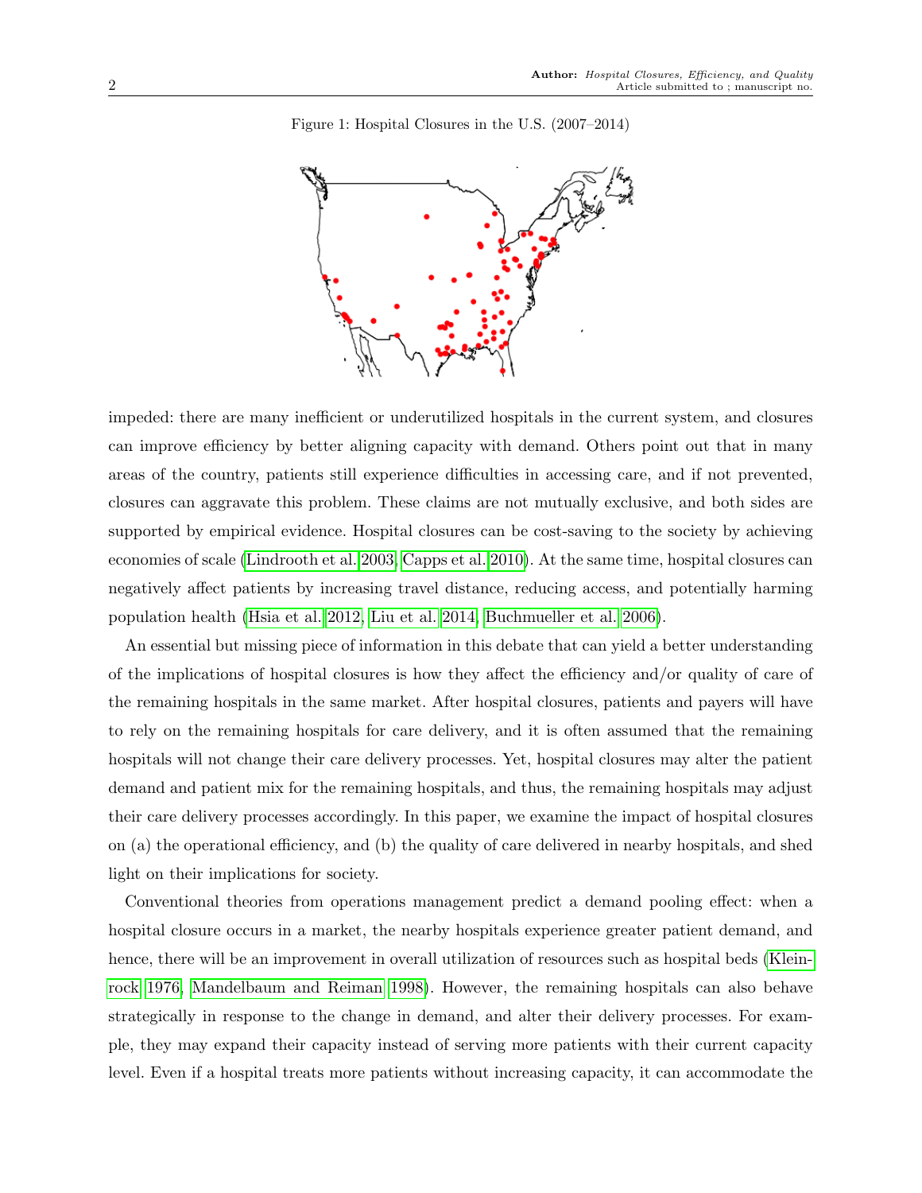Figure 1: Hospital Closures in the U.S. (2007–2014)

impeded: there are many inefficient or underutilized hospitals in the current system, and closures can improve efficiency by better aligning capacity with demand. Others point out that in many areas of the country, patients still experience difficulties in accessing care, and if not prevented, closures can aggravate this problem. These claims are not mutually exclusive, and both sides are supported by empirical evidence. Hospital closures can be cost-saving to the society by achieving economies of scale (Lindrooth et al. 2003, Capps et al. 2010). At the same time, hospital closures can negatively affect patients by increasing travel distance, reducing access, and potentially harming population health (Hsia et al. 2012, Liu et al. 2014, Buchmueller et al. 2006).

An essential but missing piece of information in this debate that can yield a better understanding of the implications of hospital closures is how they affect the efficiency and/or quality of care of the remaining hospitals in the same market. After hospital closures, patients and payers will have to rely on the remaining hospitals for care delivery, and it is often assumed that the remaining hospitals will not change their care delivery processes. Yet, hospital closures may alter the patient demand and patient mix for the remaining hospitals, and thus, the remaining hospitals may adjust their care delivery processes accordingly. In this paper, we examine the impact of hospital closures on (a) the operational efficiency, and (b) the quality of care delivered in nearby hospitals, and shed light on their implications for society.

Conventional theories from operations management predict a demand pooling effect: when a hospital closure occurs in a market, the nearby hospitals experience greater patient demand, and hence, there will be an improvement in overall utilization of resources such as hospital beds (Kleinrock 1976, Mandelbaum and Reiman 1998). However, the remaining hospitals can also behave strategically in response to the change in demand, and alter their delivery processes. For example, they may expand their capacity instead of serving more patients with their current capacity level. Even if a hospital treats more patients without increasing capacity, it can accommodate the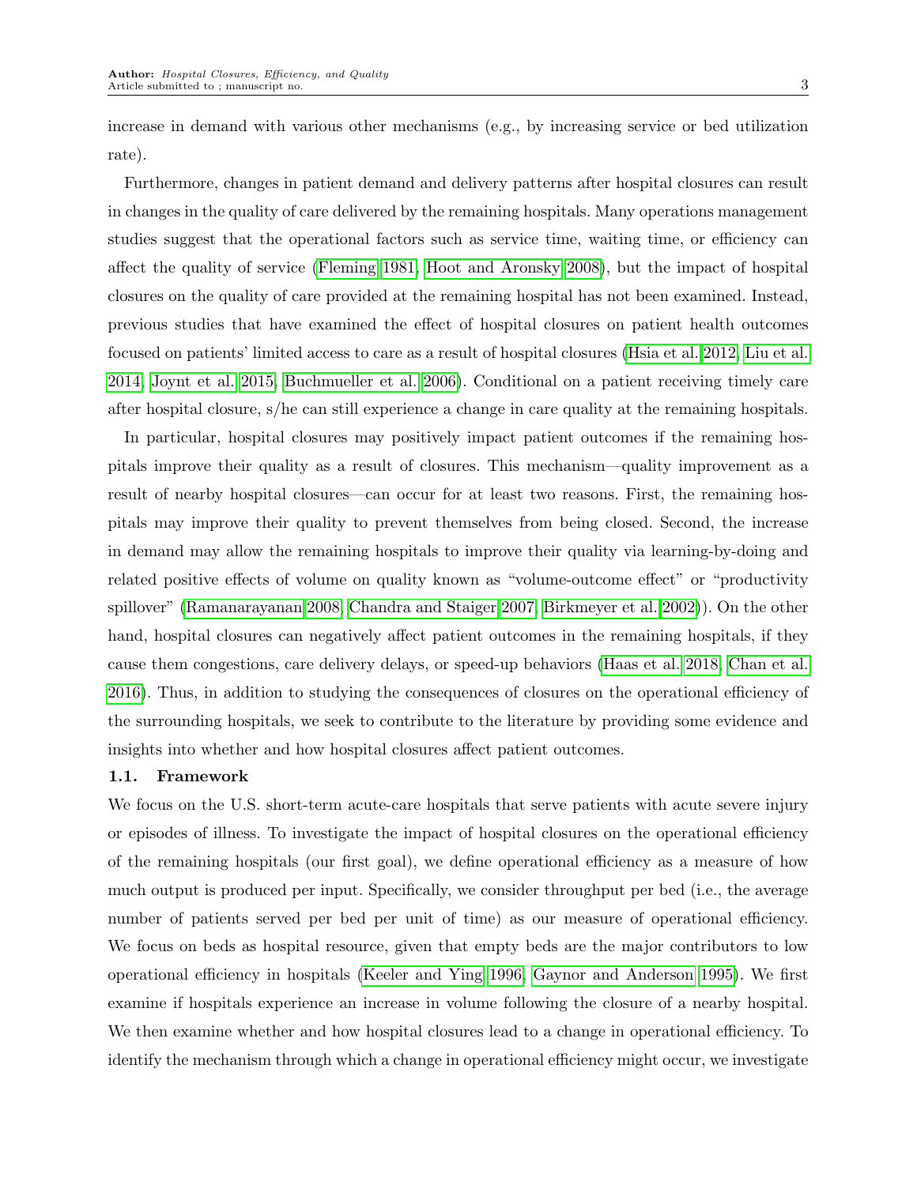increase in demand with various other mechanisms (e.g., by increasing service or bed utilization rate).

Furthermore, changes in patient demand and delivery patterns after hospital closures can result in changes in the quality of care delivered by the remaining hospitals. Many operations management studies suggest that the operational factors such as service time, waiting time, or efficiency can affect the quality of service (Fleming 1981, Hoot and Aronsky 2008), but the impact of hospital closures on the quality of care provided at the remaining hospital has not been examined. Instead, previous studies that have examined the effect of hospital closures on patient health outcomes focused on patients' limited access to care as a result of hospital closures (Hsia et al. 2012, Liu et al. 2014, Joynt et al. 2015, Buchmueller et al. 2006). Conditional on a patient receiving timely care after hospital closure, s/he can still experience a change in care quality at the remaining hospitals.

In particular, hospital closures may positively impact patient outcomes if the remaining hospitals improve their quality as a result of closures. This mechanism—quality improvement as a result of nearby hospital closures—can occur for at least two reasons. First, the remaining hospitals may improve their quality to prevent themselves from being closed. Second, the increase in demand may allow the remaining hospitals to improve their quality via learning-by-doing and related positive effects of volume on quality known as "volume-outcome effect" or "productivity spillover" (Ramanarayanan 2008, Chandra and Staiger 2007, Birkmeyer et al. 2002)). On the other hand, hospital closures can negatively affect patient outcomes in the remaining hospitals, if they cause them congestions, care delivery delays, or speed-up behaviors (Haas et al. 2018, Chan et al. 2016). Thus, in addition to studying the consequences of closures on the operational efficiency of the surrounding hospitals, we seek to contribute to the literature by providing some evidence and insights into whether and how hospital closures affect patient outcomes.

### 1.1. Framework

We focus on the U.S. short-term acute-care hospitals that serve patients with acute severe injury or episodes of illness. To investigate the impact of hospital closures on the operational efficiency of the remaining hospitals (our first goal), we define operational efficiency as a measure of how much output is produced per input. Specifically, we consider throughput per bed (i.e., the average number of patients served per bed per unit of time) as our measure of operational efficiency. We focus on beds as hospital resource, given that empty beds are the major contributors to low operational efficiency in hospitals (Keeler and Ying 1996, Gaynor and Anderson 1995). We first examine if hospitals experience an increase in volume following the closure of a nearby hospital. We then examine whether and how hospital closures lead to a change in operational efficiency. To identify the mechanism through which a change in operational efficiency might occur, we investigate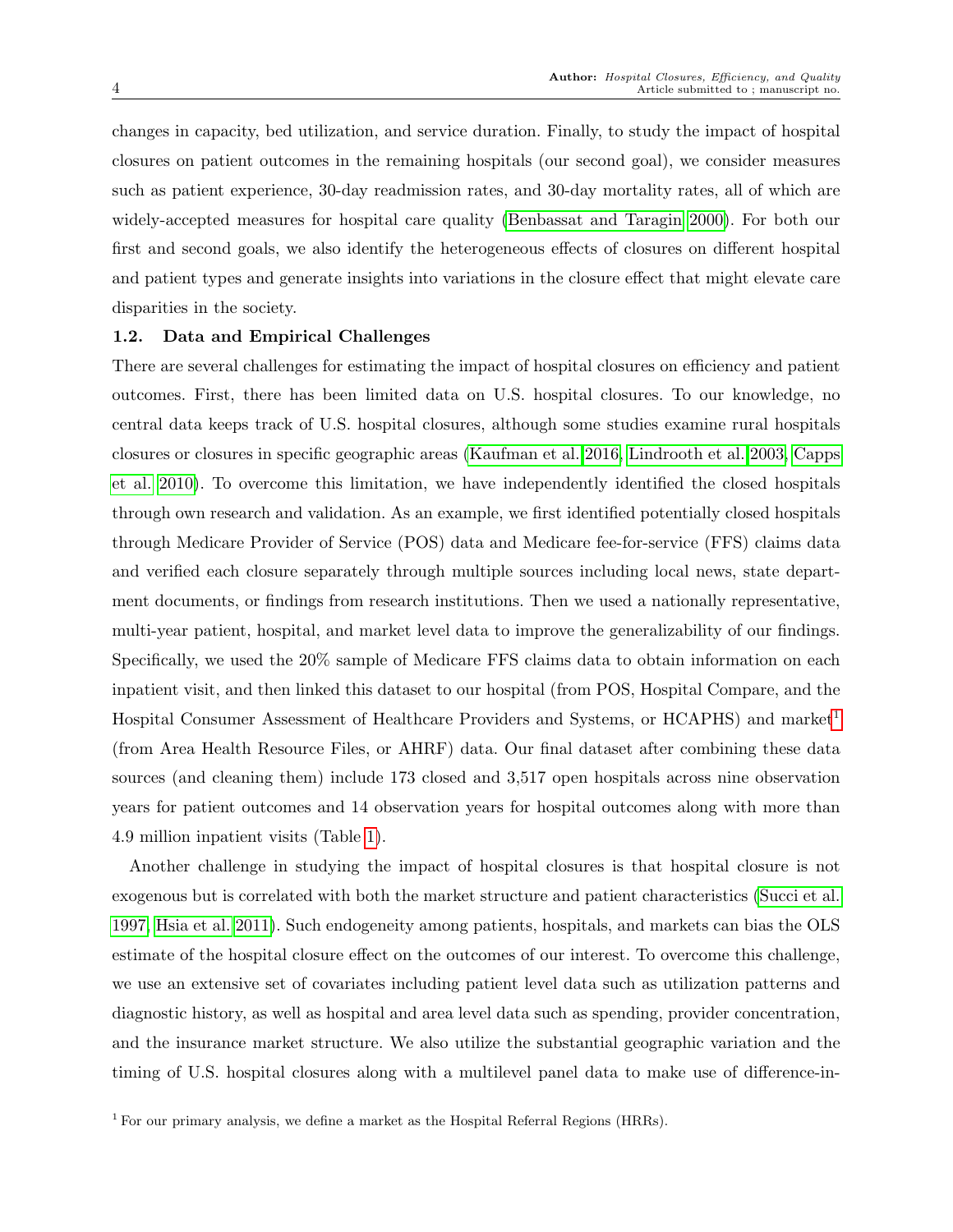changes in capacity, bed utilization, and service duration. Finally, to study the impact of hospital closures on patient outcomes in the remaining hospitals (our second goal), we consider measures such as patient experience, 30-day readmission rates, and 30-day mortality rates, all of which are widely-accepted measures for hospital care quality (Benbassat and Taragin 2000). For both our first and second goals, we also identify the heterogeneous effects of closures on different hospital and patient types and generate insights into variations in the closure effect that might elevate care disparities in the society.

### 1.2. Data and Empirical Challenges

There are several challenges for estimating the impact of hospital closures on efficiency and patient outcomes. First, there has been limited data on U.S. hospital closures. To our knowledge, no central data keeps track of U.S. hospital closures, although some studies examine rural hospitals closures or closures in specific geographic areas (Kaufman et al. 2016, Lindrooth et al. 2003, Capps et al. 2010). To overcome this limitation, we have independently identified the closed hospitals through own research and validation. As an example, we first identified potentially closed hospitals through Medicare Provider of Service (POS) data and Medicare fee-for-service (FFS) claims data and verified each closure separately through multiple sources including local news, state department documents, or findings from research institutions. Then we used a nationally representative, multi-year patient, hospital, and market level data to improve the generalizability of our findings. Specifically, we used the 20% sample of Medicare FFS claims data to obtain information on each inpatient visit, and then linked this dataset to our hospital (from POS, Hospital Compare, and the Hospital Consumer Assessment of Healthcare Providers and Systems, or HCAPHS) and market[1] (from Area Health Resource Files, or AHRF) data. Our final dataset after combining these data sources (and cleaning them) include 173 closed and 3,517 open hospitals across nine observation years for patient outcomes and 14 observation years for hospital outcomes along with more than 4.9 million inpatient visits (Table 1).

Another challenge in studying the impact of hospital closures is that hospital closure is not exogenous but is correlated with both the market structure and patient characteristics (Succi et al. 1997, Hsia et al. 2011). Such endogeneity among patients, hospitals, and markets can bias the OLS estimate of the hospital closure effect on the outcomes of our interest. To overcome this challenge, we use an extensive set of covariates including patient level data such as utilization patterns and diagnostic history, as well as hospital and area level data such as spending, provider concentration, and the insurance market structure. We also utilize the substantial geographic variation and the timing of U.S. hospital closures along with a multilevel panel data to make use of difference-in-

[1] For our primary analysis, we define a market as the Hospital Referral Regions (HRRs).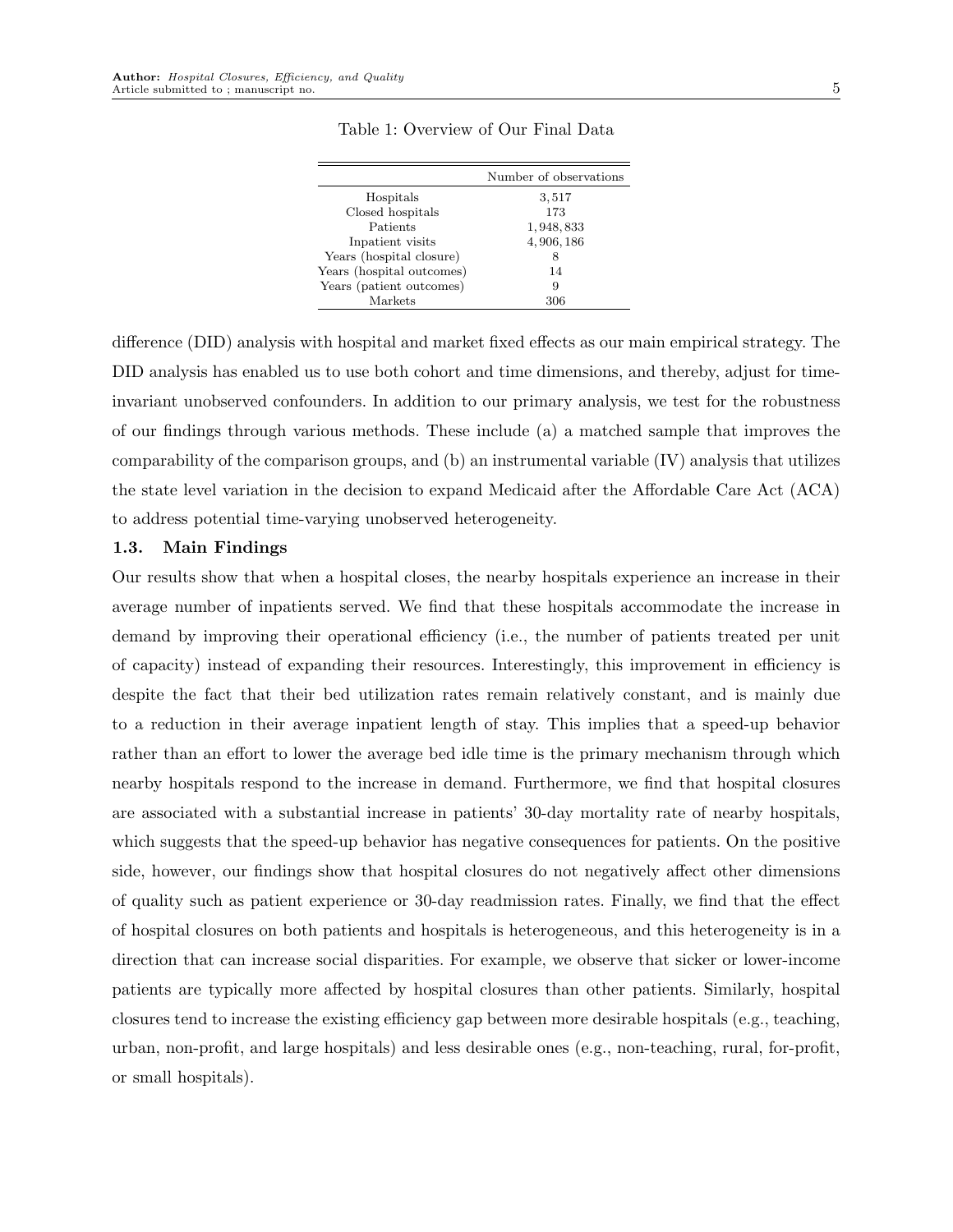Table 1: Overview of Our Final Data

| | Number of observations |
|---|---|
| Hospitals | 3,517 |
| Closed hospitals | 173 |
| Patients | 1,948,833 |
| Inpatient visits | 4,906,186 |
| Years (hospital closure) | 8 |
| Years (hospital outcomes) | 14 |
| Years (patient outcomes) | 9 |
| Markets | 306 |

difference (DID) analysis with hospital and market fixed effects as our main empirical strategy. The DID analysis has enabled us to use both cohort and time dimensions, and thereby, adjust for time-invariant unobserved confounders. In addition to our primary analysis, we test for the robustness of our findings through various methods. These include (a) a matched sample that improves the comparability of the comparison groups, and (b) an instrumental variable (IV) analysis that utilizes the state level variation in the decision to expand Medicaid after the Affordable Care Act (ACA) to address potential time-varying unobserved heterogeneity.

### 1.3. Main Findings

Our results show that when a hospital closes, the nearby hospitals experience an increase in their average number of inpatients served. We find that these hospitals accommodate the increase in demand by improving their operational efficiency (i.e., the number of patients treated per unit of capacity) instead of expanding their resources. Interestingly, this improvement in efficiency is despite the fact that their bed utilization rates remain relatively constant, and is mainly due to a reduction in their average inpatient length of stay. This implies that a speed-up behavior rather than an effort to lower the average bed idle time is the primary mechanism through which nearby hospitals respond to the increase in demand. Furthermore, we find that hospital closures are associated with a substantial increase in patients' 30-day mortality rate of nearby hospitals, which suggests that the speed-up behavior has negative consequences for patients. On the positive side, however, our findings show that hospital closures do not negatively affect other dimensions of quality such as patient experience or 30-day readmission rates. Finally, we find that the effect of hospital closures on both patients and hospitals is heterogeneous, and this heterogeneity is in a direction that can increase social disparities. For example, we observe that sicker or lower-income patients are typically more affected by hospital closures than other patients. Similarly, hospital closures tend to increase the existing efficiency gap between more desirable hospitals (e.g., teaching, urban, non-profit, and large hospitals) and less desirable ones (e.g., non-teaching, rural, for-profit, or small hospitals).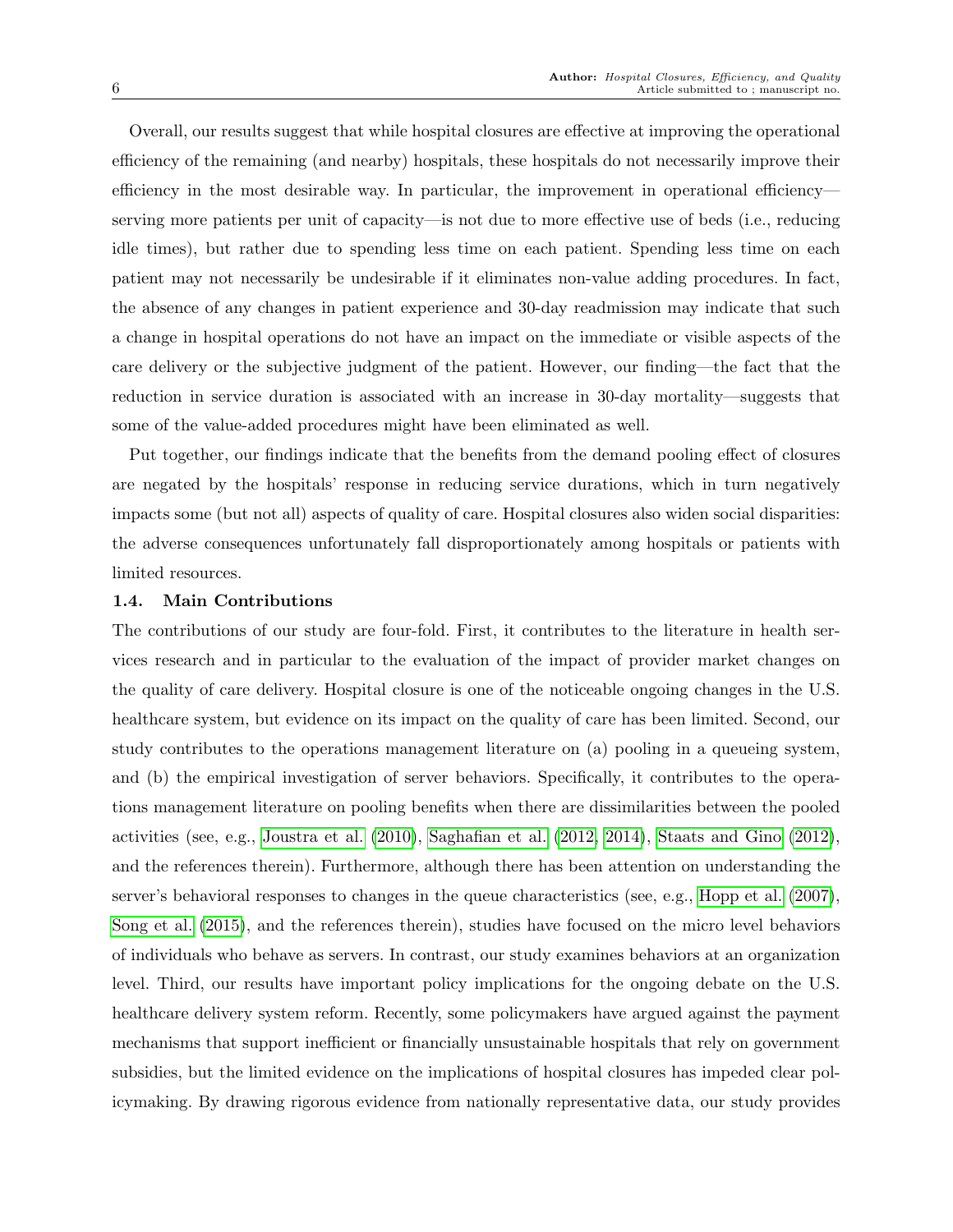Overall, our results suggest that while hospital closures are effective at improving the operational efficiency of the remaining (and nearby) hospitals, these hospitals do not necessarily improve their efficiency in the most desirable way. In particular, the improvement in operational efficiency—serving more patients per unit of capacity—is not due to more effective use of beds (i.e., reducing idle times), but rather due to spending less time on each patient. Spending less time on each patient may not necessarily be undesirable if it eliminates non-value adding procedures. In fact, the absence of any changes in patient experience and 30-day readmission may indicate that such a change in hospital operations do not have an impact on the immediate or visible aspects of the care delivery or the subjective judgment of the patient. However, our finding—the fact that the reduction in service duration is associated with an increase in 30-day mortality—suggests that some of the value-added procedures might have been eliminated as well.

Put together, our findings indicate that the benefits from the demand pooling effect of closures are negated by the hospitals' response in reducing service durations, which in turn negatively impacts some (but not all) aspects of quality of care. Hospital closures also widen social disparities: the adverse consequences unfortunately fall disproportionately among hospitals or patients with limited resources.

### 1.4. Main Contributions

The contributions of our study are four-fold. First, it contributes to the literature in health services research and in particular to the evaluation of the impact of provider market changes on the quality of care delivery. Hospital closure is one of the noticeable ongoing changes in the U.S. healthcare system, but evidence on its impact on the quality of care has been limited. Second, our study contributes to the operations management literature on (a) pooling in a queueing system, and (b) the empirical investigation of server behaviors. Specifically, it contributes to the operations management literature on pooling benefits when there are dissimilarities between the pooled activities (see, e.g., Joustra et al. (2010), Saghafian et al. (2012, 2014), Staats and Gino (2012), and the references therein). Furthermore, although there has been attention on understanding the server's behavioral responses to changes in the queue characteristics (see, e.g., Hopp et al. (2007), Song et al. (2015), and the references therein), studies have focused on the micro level behaviors of individuals who behave as servers. In contrast, our study examines behaviors at an organization level. Third, our results have important policy implications for the ongoing debate on the U.S. healthcare delivery system reform. Recently, some policymakers have argued against the payment mechanisms that support inefficient or financially unsustainable hospitals that rely on government subsidies, but the limited evidence on the implications of hospital closures has impeded clear policymaking. By drawing rigorous evidence from nationally representative data, our study provides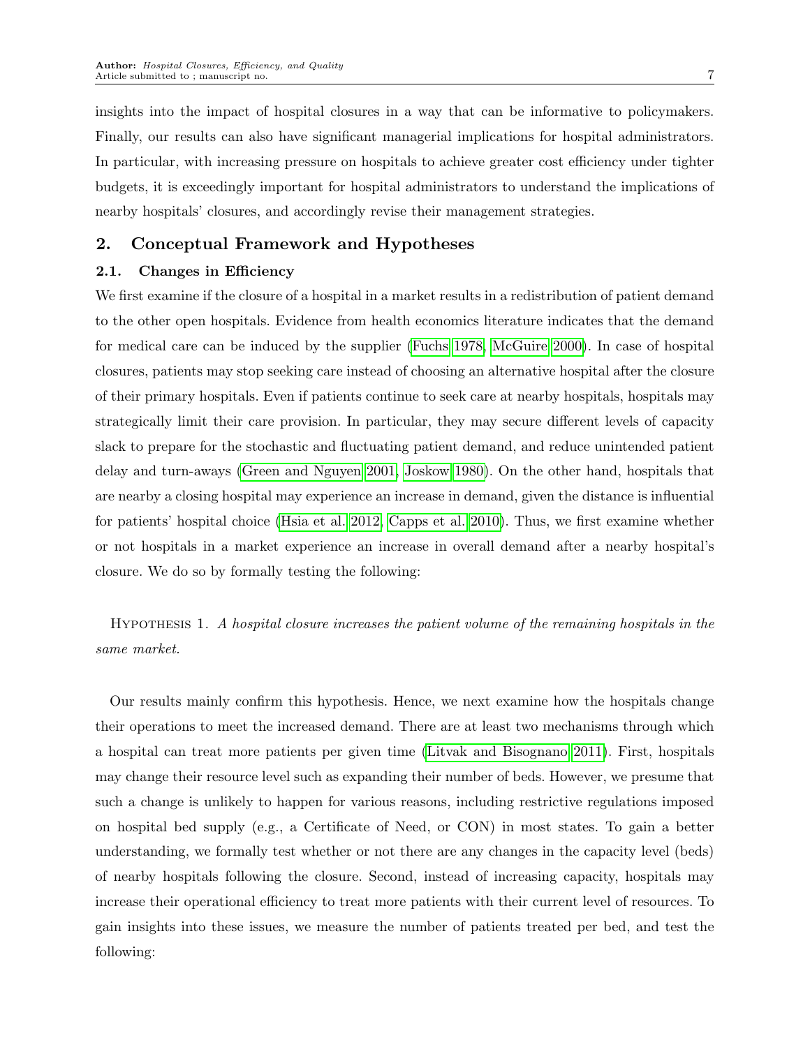insights into the impact of hospital closures in a way that can be informative to policymakers. Finally, our results can also have significant managerial implications for hospital administrators. In particular, with increasing pressure on hospitals to achieve greater cost efficiency under tighter budgets, it is exceedingly important for hospital administrators to understand the implications of nearby hospitals' closures, and accordingly revise their management strategies.

## 2. Conceptual Framework and Hypotheses

### 2.1. Changes in Efficiency

We first examine if the closure of a hospital in a market results in a redistribution of patient demand to the other open hospitals. Evidence from health economics literature indicates that the demand for medical care can be induced by the supplier (Fuchs 1978, McGuire 2000). In case of hospital closures, patients may stop seeking care instead of choosing an alternative hospital after the closure of their primary hospitals. Even if patients continue to seek care at nearby hospitals, hospitals may strategically limit their care provision. In particular, they may secure different levels of capacity slack to prepare for the stochastic and fluctuating patient demand, and reduce unintended patient delay and turn-aways (Green and Nguyen 2001, Joskow 1980). On the other hand, hospitals that are nearby a closing hospital may experience an increase in demand, given the distance is influential for patients' hospital choice (Hsia et al. 2012, Capps et al. 2010). Thus, we first examine whether or not hospitals in a market experience an increase in overall demand after a nearby hospital's closure. We do so by formally testing the following:

Hypothesis 1. *A hospital closure increases the patient volume of the remaining hospitals in the same market.*

Our results mainly confirm this hypothesis. Hence, we next examine how the hospitals change their operations to meet the increased demand. There are at least two mechanisms through which a hospital can treat more patients per given time (Litvak and Bisognano 2011). First, hospitals may change their resource level such as expanding their number of beds. However, we presume that such a change is unlikely to happen for various reasons, including restrictive regulations imposed on hospital bed supply (e.g., a Certificate of Need, or CON) in most states. To gain a better understanding, we formally test whether or not there are any changes in the capacity level (beds) of nearby hospitals following the closure. Second, instead of increasing capacity, hospitals may increase their operational efficiency to treat more patients with their current level of resources. To gain insights into these issues, we measure the number of patients treated per bed, and test the following: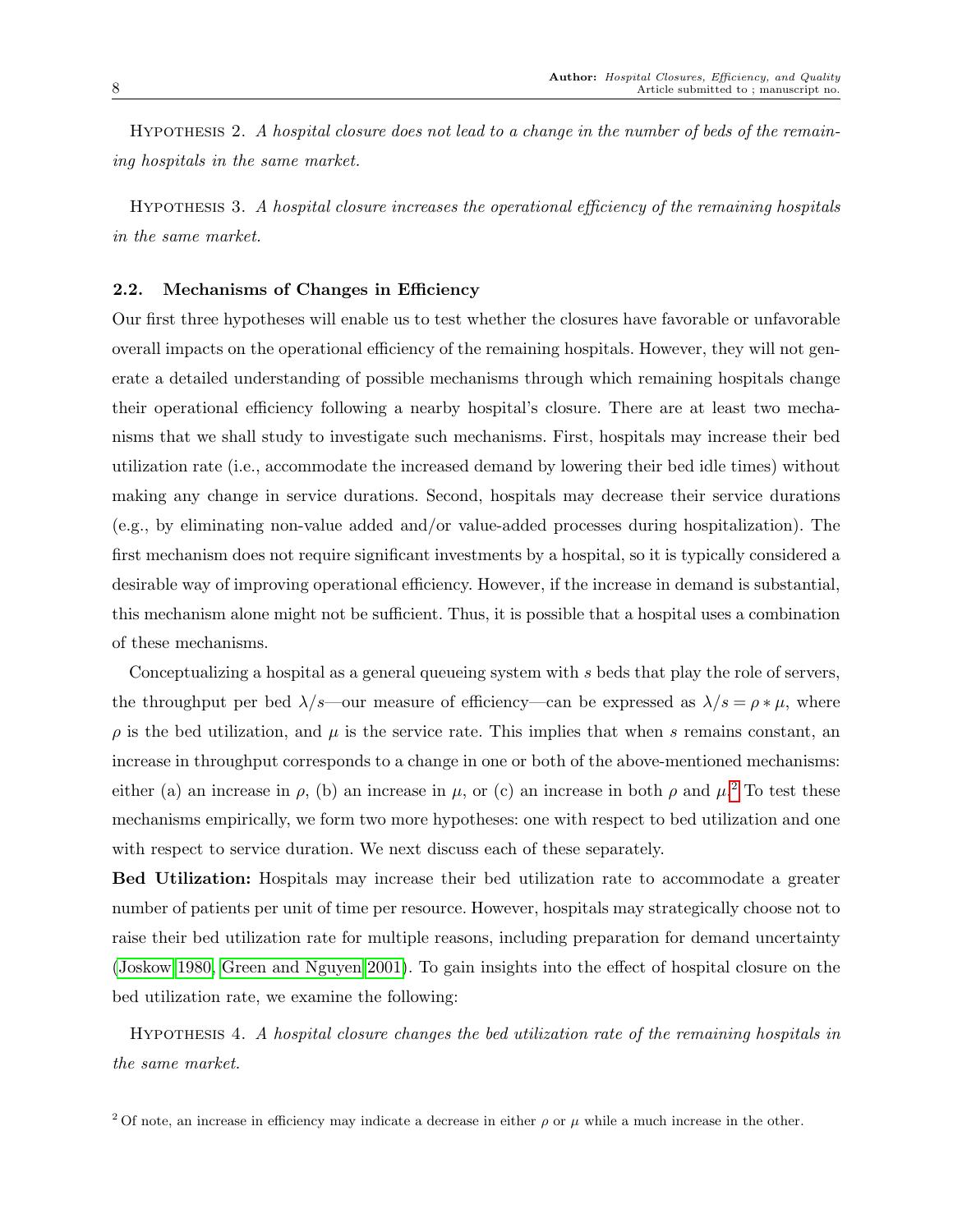Hypothesis 2. *A hospital closure does not lead to a change in the number of beds of the remaining hospitals in the same market.*

Hypothesis 3. *A hospital closure increases the operational efficiency of the remaining hospitals in the same market.*

### 2.2. Mechanisms of Changes in Efficiency

Our first three hypotheses will enable us to test whether the closures have favorable or unfavorable overall impacts on the operational efficiency of the remaining hospitals. However, they will not generate a detailed understanding of possible mechanisms through which remaining hospitals change their operational efficiency following a nearby hospital's closure. There are at least two mechanisms that we shall study to investigate such mechanisms. First, hospitals may increase their bed utilization rate (i.e., accommodate the increased demand by lowering their bed idle times) without making any change in service durations. Second, hospitals may decrease their service durations (e.g., by eliminating non-value added and/or value-added processes during hospitalization). The first mechanism does not require significant investments by a hospital, so it is typically considered a desirable way of improving operational efficiency. However, if the increase in demand is substantial, this mechanism alone might not be sufficient. Thus, it is possible that a hospital uses a combination of these mechanisms.

Conceptualizing a hospital as a general queueing system with $s$ beds that play the role of servers, the throughput per bed $\lambda/s$—our measure of efficiency—can be expressed as $\lambda/s = \rho * \mu$, where $\rho$ is the bed utilization, and $\mu$ is the service rate. This implies that when $s$ remains constant, an increase in throughput corresponds to a change in one or both of the above-mentioned mechanisms: either (a) an increase in $\rho$, (b) an increase in $\mu$, or (c) an increase in both $\rho$ and $\mu$.[2] To test these mechanisms empirically, we form two more hypotheses: one with respect to bed utilization and one with respect to service duration. We next discuss each of these separately.

**Bed Utilization:** Hospitals may increase their bed utilization rate to accommodate a greater number of patients per unit of time per resource. However, hospitals may strategically choose not to raise their bed utilization rate for multiple reasons, including preparation for demand uncertainty (Joskow 1980, Green and Nguyen 2001). To gain insights into the effect of hospital closure on the bed utilization rate, we examine the following:

Hypothesis 4. *A hospital closure changes the bed utilization rate of the remaining hospitals in the same market.*

[2] Of note, an increase in efficiency may indicate a decrease in either $\rho$ or $\mu$ while a much increase in the other.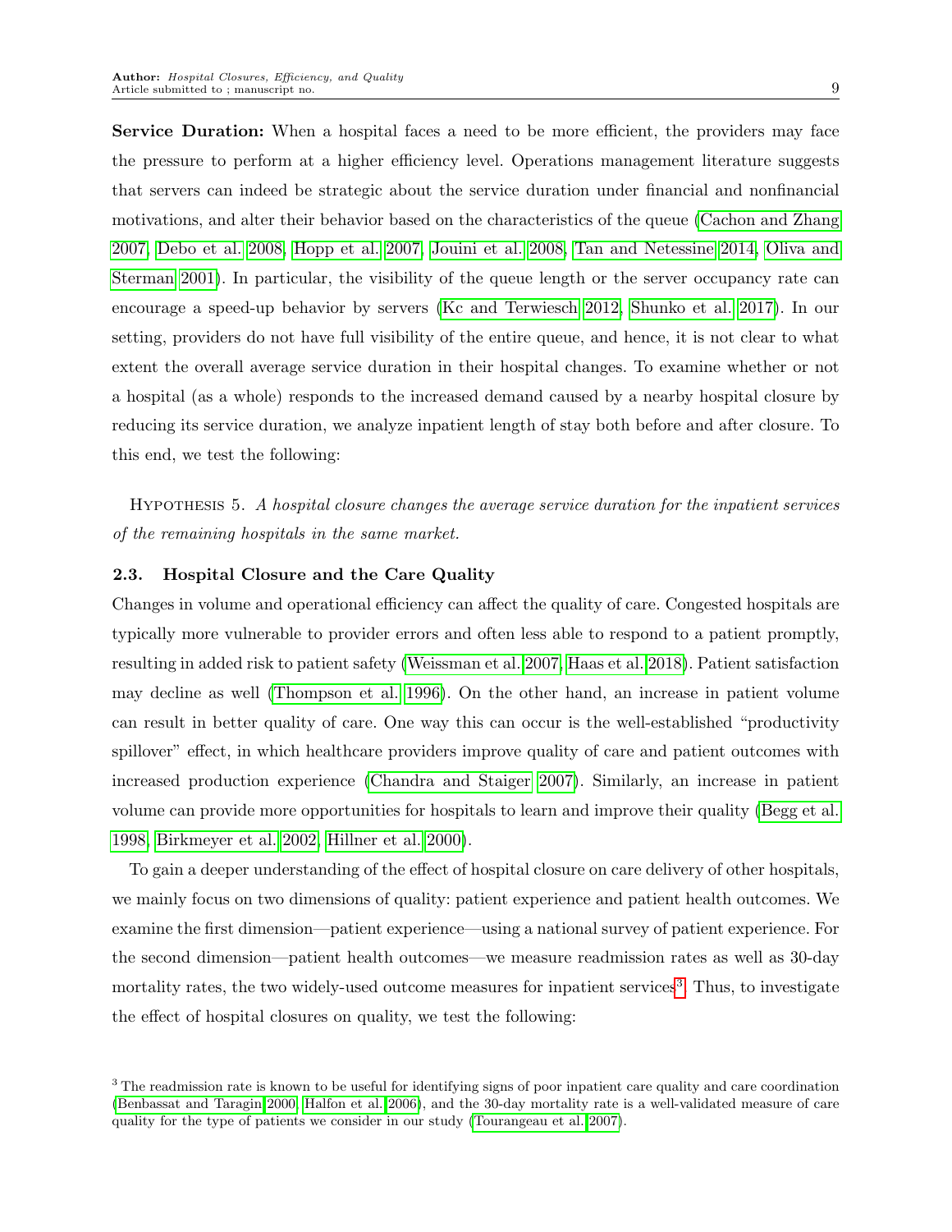**Service Duration:** When a hospital faces a need to be more efficient, the providers may face the pressure to perform at a higher efficiency level. Operations management literature suggests that servers can indeed be strategic about the service duration under financial and nonfinancial motivations, and alter their behavior based on the characteristics of the queue (Cachon and Zhang 2007, Debo et al. 2008, Hopp et al. 2007, Jouini et al. 2008, Tan and Netessine 2014, Oliva and Sterman 2001). In particular, the visibility of the queue length or the server occupancy rate can encourage a speed-up behavior by servers (Kc and Terwiesch 2012, Shunko et al. 2017). In our setting, providers do not have full visibility of the entire queue, and hence, it is not clear to what extent the overall average service duration in their hospital changes. To examine whether or not a hospital (as a whole) responds to the increased demand caused by a nearby hospital closure by reducing its service duration, we analyze inpatient length of stay both before and after closure. To this end, we test the following:

Hypothesis 5. *A hospital closure changes the average service duration for the inpatient services of the remaining hospitals in the same market.*

### 2.3. Hospital Closure and the Care Quality

Changes in volume and operational efficiency can affect the quality of care. Congested hospitals are typically more vulnerable to provider errors and often less able to respond to a patient promptly, resulting in added risk to patient safety (Weissman et al. 2007, Haas et al. 2018). Patient satisfaction may decline as well (Thompson et al. 1996). On the other hand, an increase in patient volume can result in better quality of care. One way this can occur is the well-established "productivity spillover" effect, in which healthcare providers improve quality of care and patient outcomes with increased production experience (Chandra and Staiger 2007). Similarly, an increase in patient volume can provide more opportunities for hospitals to learn and improve their quality (Begg et al. 1998, Birkmeyer et al. 2002, Hillner et al. 2000).

To gain a deeper understanding of the effect of hospital closure on care delivery of other hospitals, we mainly focus on two dimensions of quality: patient experience and patient health outcomes. We examine the first dimension—patient experience—using a national survey of patient experience. For the second dimension—patient health outcomes—we measure readmission rates as well as 30-day mortality rates, the two widely-used outcome measures for inpatient services[3]. Thus, to investigate the effect of hospital closures on quality, we test the following:

[3] The readmission rate is known to be useful for identifying signs of poor inpatient care quality and care coordination (Benbassat and Taragin 2000, Halfon et al. 2006), and the 30-day mortality rate is a well-validated measure of care quality for the type of patients we consider in our study (Tourangeau et al. 2007).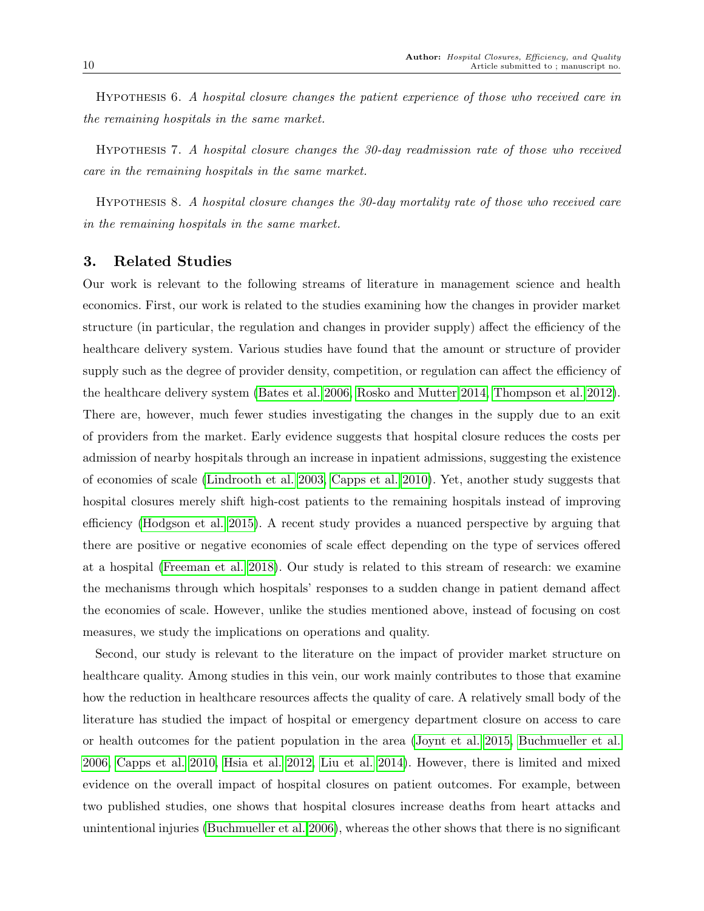Hypothesis 6. *A hospital closure changes the patient experience of those who received care in the remaining hospitals in the same market.*

Hypothesis 7. *A hospital closure changes the 30-day readmission rate of those who received care in the remaining hospitals in the same market.*

Hypothesis 8. *A hospital closure changes the 30-day mortality rate of those who received care in the remaining hospitals in the same market.*

## 3. Related Studies

Our work is relevant to the following streams of literature in management science and health economics. First, our work is related to the studies examining how the changes in provider market structure (in particular, the regulation and changes in provider supply) affect the efficiency of the healthcare delivery system. Various studies have found that the amount or structure of provider supply such as the degree of provider density, competition, or regulation can affect the efficiency of the healthcare delivery system (Bates et al. 2006, Rosko and Mutter 2014, Thompson et al. 2012). There are, however, much fewer studies investigating the changes in the supply due to an exit of providers from the market. Early evidence suggests that hospital closure reduces the costs per admission of nearby hospitals through an increase in inpatient admissions, suggesting the existence of economies of scale (Lindrooth et al. 2003, Capps et al. 2010). Yet, another study suggests that hospital closures merely shift high-cost patients to the remaining hospitals instead of improving efficiency (Hodgson et al. 2015). A recent study provides a nuanced perspective by arguing that there are positive or negative economies of scale effect depending on the type of services offered at a hospital (Freeman et al. 2018). Our study is related to this stream of research: we examine the mechanisms through which hospitals' responses to a sudden change in patient demand affect the economies of scale. However, unlike the studies mentioned above, instead of focusing on cost measures, we study the implications on operations and quality.

Second, our study is relevant to the literature on the impact of provider market structure on healthcare quality. Among studies in this vein, our work mainly contributes to those that examine how the reduction in healthcare resources affects the quality of care. A relatively small body of the literature has studied the impact of hospital or emergency department closure on access to care or health outcomes for the patient population in the area (Joynt et al. 2015, Buchmueller et al. 2006, Capps et al. 2010, Hsia et al. 2012, Liu et al. 2014). However, there is limited and mixed evidence on the overall impact of hospital closures on patient outcomes. For example, between two published studies, one shows that hospital closures increase deaths from heart attacks and unintentional injuries (Buchmueller et al. 2006), whereas the other shows that there is no significant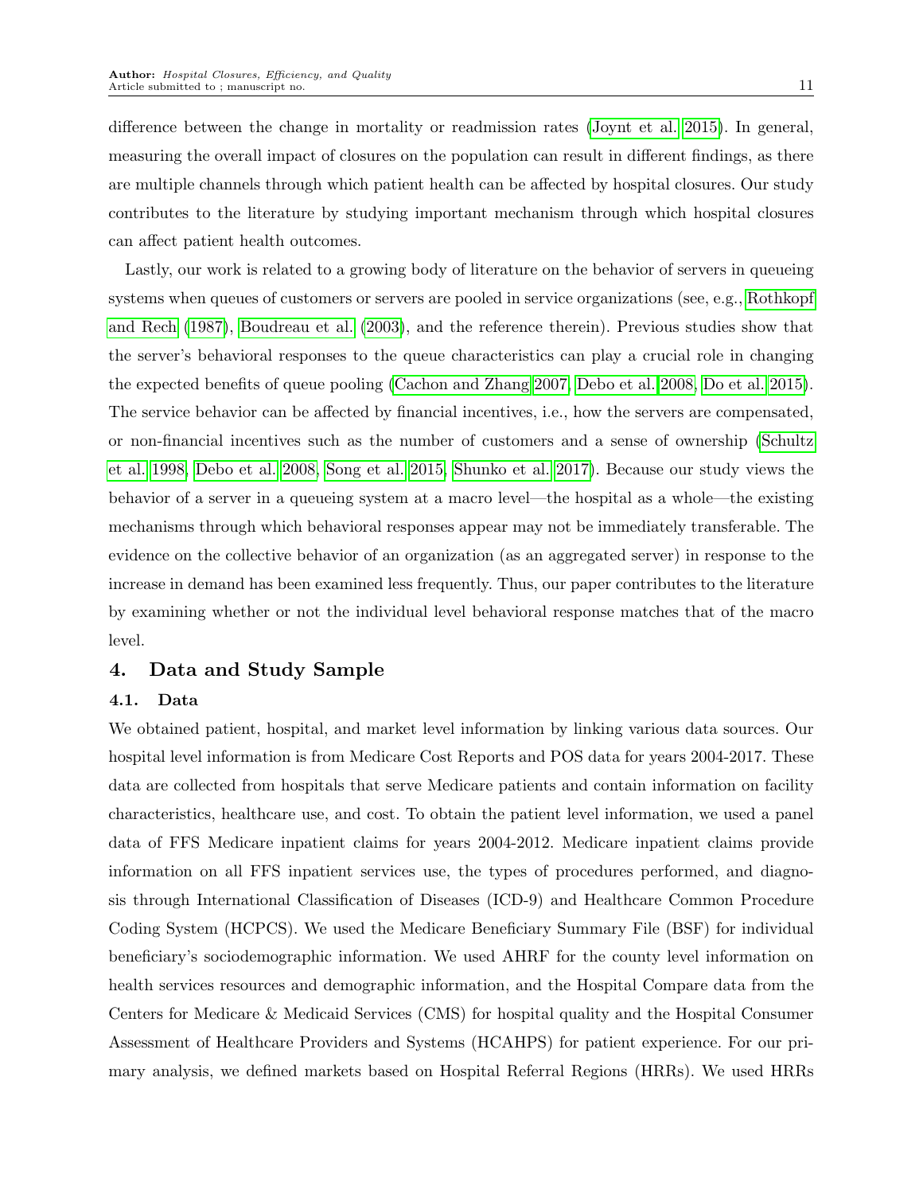difference between the change in mortality or readmission rates (Joynt et al. 2015). In general, measuring the overall impact of closures on the population can result in different findings, as there are multiple channels through which patient health can be affected by hospital closures. Our study contributes to the literature by studying important mechanism through which hospital closures can affect patient health outcomes.

Lastly, our work is related to a growing body of literature on the behavior of servers in queueing systems when queues of customers or servers are pooled in service organizations (see, e.g., Rothkopf and Rech (1987), Boudreau et al. (2003), and the reference therein). Previous studies show that the server's behavioral responses to the queue characteristics can play a crucial role in changing the expected benefits of queue pooling (Cachon and Zhang 2007, Debo et al. 2008, Do et al. 2015). The service behavior can be affected by financial incentives, i.e., how the servers are compensated, or non-financial incentives such as the number of customers and a sense of ownership (Schultz et al. 1998, Debo et al. 2008, Song et al. 2015, Shunko et al. 2017). Because our study views the behavior of a server in a queueing system at a macro level—the hospital as a whole—the existing mechanisms through which behavioral responses appear may not be immediately transferable. The evidence on the collective behavior of an organization (as an aggregated server) in response to the increase in demand has been examined less frequently. Thus, our paper contributes to the literature by examining whether or not the individual level behavioral response matches that of the macro level.

## 4. Data and Study Sample

### 4.1. Data

We obtained patient, hospital, and market level information by linking various data sources. Our hospital level information is from Medicare Cost Reports and POS data for years 2004-2017. These data are collected from hospitals that serve Medicare patients and contain information on facility characteristics, healthcare use, and cost. To obtain the patient level information, we used a panel data of FFS Medicare inpatient claims for years 2004-2012. Medicare inpatient claims provide information on all FFS inpatient services use, the types of procedures performed, and diagnosis through International Classification of Diseases (ICD-9) and Healthcare Common Procedure Coding System (HCPCS). We used the Medicare Beneficiary Summary File (BSF) for individual beneficiary's sociodemographic information. We used AHRF for the county level information on health services resources and demographic information, and the Hospital Compare data from the Centers for Medicare & Medicaid Services (CMS) for hospital quality and the Hospital Consumer Assessment of Healthcare Providers and Systems (HCAHPS) for patient experience. For our primary analysis, we defined markets based on Hospital Referral Regions (HRRs). We used HRRs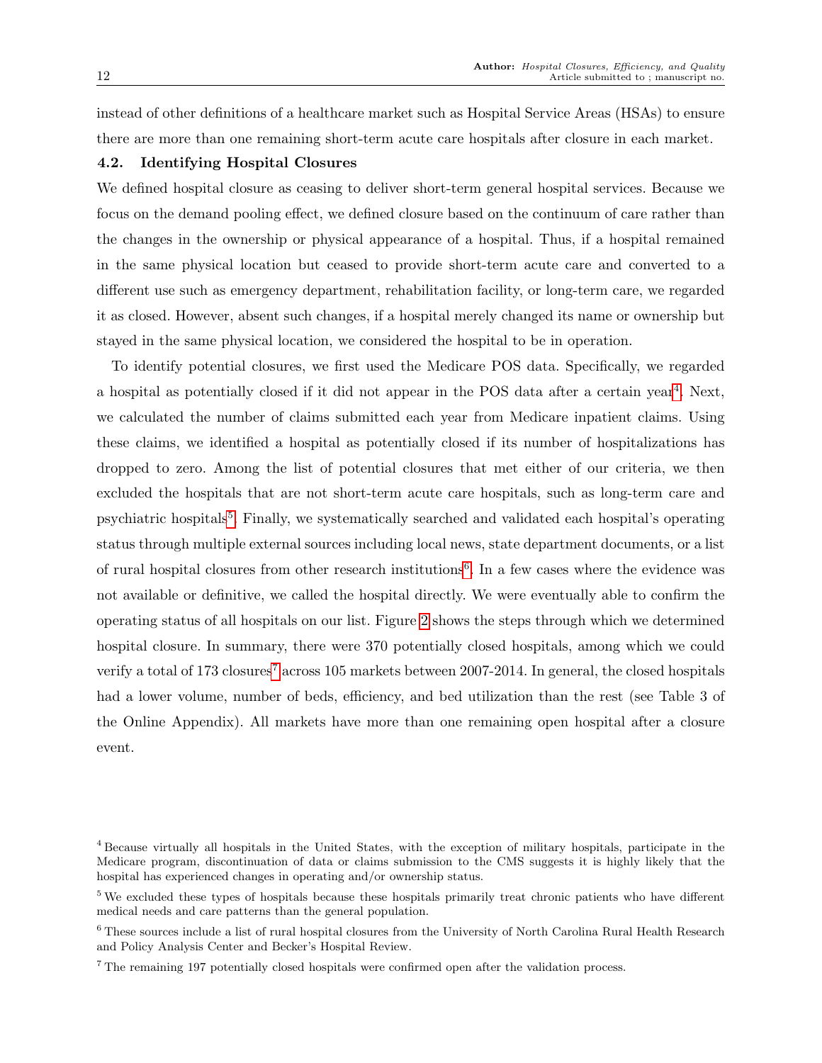instead of other definitions of a healthcare market such as Hospital Service Areas (HSAs) to ensure there are more than one remaining short-term acute care hospitals after closure in each market.

### 4.2. Identifying Hospital Closures

We defined hospital closure as ceasing to deliver short-term general hospital services. Because we focus on the demand pooling effect, we defined closure based on the continuum of care rather than the changes in the ownership or physical appearance of a hospital. Thus, if a hospital remained in the same physical location but ceased to provide short-term acute care and converted to a different use such as emergency department, rehabilitation facility, or long-term care, we regarded it as closed. However, absent such changes, if a hospital merely changed its name or ownership but stayed in the same physical location, we considered the hospital to be in operation.

To identify potential closures, we first used the Medicare POS data. Specifically, we regarded a hospital as potentially closed if it did not appear in the POS data after a certain year[4]. Next, we calculated the number of claims submitted each year from Medicare inpatient claims. Using these claims, we identified a hospital as potentially closed if its number of hospitalizations has dropped to zero. Among the list of potential closures that met either of our criteria, we then excluded the hospitals that are not short-term acute care hospitals, such as long-term care and psychiatric hospitals[5]. Finally, we systematically searched and validated each hospital's operating status through multiple external sources including local news, state department documents, or a list of rural hospital closures from other research institutions[6]. In a few cases where the evidence was not available or definitive, we called the hospital directly. We were eventually able to confirm the operating status of all hospitals on our list. Figure 2 shows the steps through which we determined hospital closure. In summary, there were 370 potentially closed hospitals, among which we could verify a total of 173 closures[7] across 105 markets between 2007-2014. In general, the closed hospitals had a lower volume, number of beds, efficiency, and bed utilization than the rest (see Table 3 of the Online Appendix). All markets have more than one remaining open hospital after a closure event.

[4] Because virtually all hospitals in the United States, with the exception of military hospitals, participate in the Medicare program, discontinuation of data or claims submission to the CMS suggests it is highly likely that the hospital has experienced changes in operating and/or ownership status.

[5] We excluded these types of hospitals because these hospitals primarily treat chronic patients who have different medical needs and care patterns than the general population.

[6] These sources include a list of rural hospital closures from the University of North Carolina Rural Health Research and Policy Analysis Center and Becker's Hospital Review.

[7] The remaining 197 potentially closed hospitals were confirmed open after the validation process.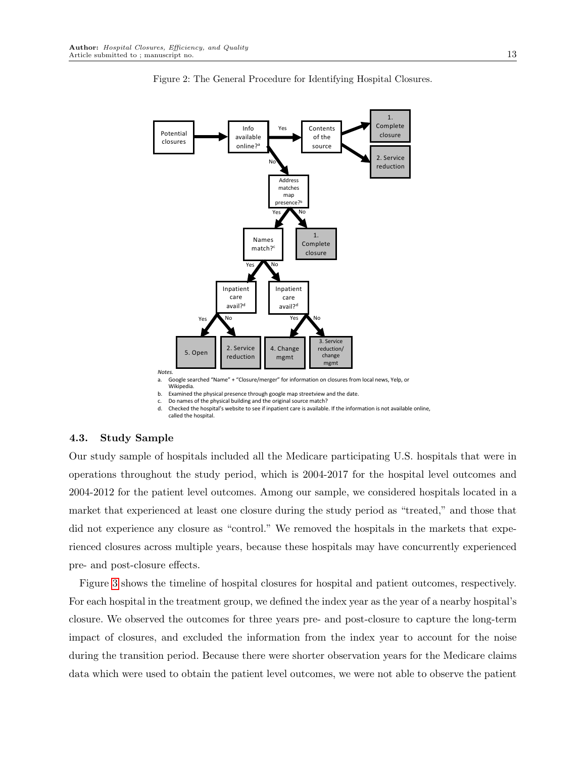Figure 2: The General Procedure for Identifying Hospital Closures.

*Notes.*

a. Google searched "Name" + "Closure/merger" for information on closures from local news, Yelp, or Wikipedia.

b. Examined the physical presence through google map streetview and the date.

c. Do names of the physical building and the original source match?

d. Checked the hospital's website to see if inpatient care is available. If the information is not available online, called the hospital.

### 4.3. Study Sample

Our study sample of hospitals included all the Medicare participating U.S. hospitals that were in operations throughout the study period, which is 2004-2017 for the hospital level outcomes and 2004-2012 for the patient level outcomes. Among our sample, we considered hospitals located in a market that experienced at least one closure during the study period as "treated," and those that did not experience any closure as "control." We removed the hospitals in the markets that experienced closures across multiple years, because these hospitals may have concurrently experienced pre- and post-closure effects.

Figure 3 shows the timeline of hospital closures for hospital and patient outcomes, respectively. For each hospital in the treatment group, we defined the index year as the year of a nearby hospital's closure. We observed the outcomes for three years pre- and post-closure to capture the long-term impact of closures, and excluded the information from the index year to account for the noise during the transition period. Because there were shorter observation years for the Medicare claims data which were used to obtain the patient level outcomes, we were not able to observe the patient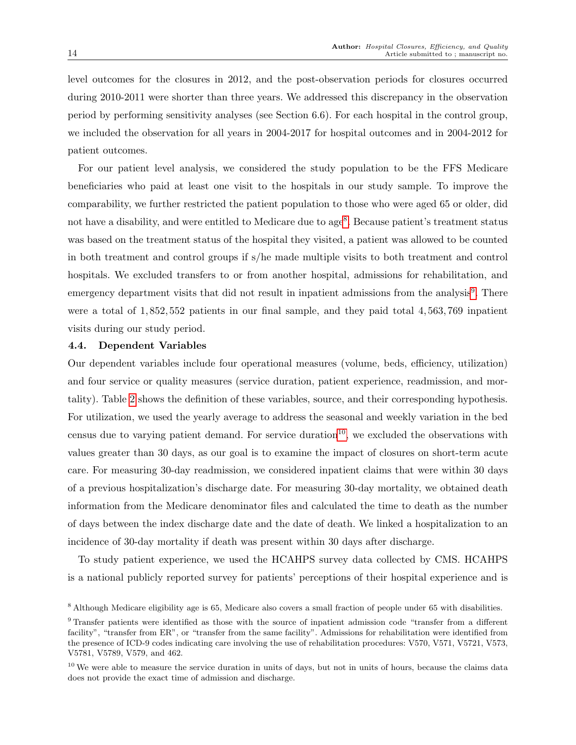level outcomes for the closures in 2012, and the post-observation periods for closures occurred during 2010-2011 were shorter than three years. We addressed this discrepancy in the observation period by performing sensitivity analyses (see Section 6.6). For each hospital in the control group, we included the observation for all years in 2004-2017 for hospital outcomes and in 2004-2012 for patient outcomes.

For our patient level analysis, we considered the study population to be the FFS Medicare beneficiaries who paid at least one visit to the hospitals in our study sample. To improve the comparability, we further restricted the patient population to those who were aged 65 or older, did not have a disability, and were entitled to Medicare due to age[8]. Because patient's treatment status was based on the treatment status of the hospital they visited, a patient was allowed to be counted in both treatment and control groups if s/he made multiple visits to both treatment and control hospitals. We excluded transfers to or from another hospital, admissions for rehabilitation, and emergency department visits that did not result in inpatient admissions from the analysis[9]. There were a total of $1,852,552$ patients in our final sample, and they paid total $4,563,769$ inpatient visits during our study period.

### 4.4. Dependent Variables

Our dependent variables include four operational measures (volume, beds, efficiency, utilization) and four service or quality measures (service duration, patient experience, readmission, and mortality). Table 2 shows the definition of these variables, source, and their corresponding hypothesis. For utilization, we used the yearly average to address the seasonal and weekly variation in the bed census due to varying patient demand. For service duration[10], we excluded the observations with values greater than 30 days, as our goal is to examine the impact of closures on short-term acute care. For measuring 30-day readmission, we considered inpatient claims that were within 30 days of a previous hospitalization's discharge date. For measuring 30-day mortality, we obtained death information from the Medicare denominator files and calculated the time to death as the number of days between the index discharge date and the date of death. We linked a hospitalization to an incidence of 30-day mortality if death was present within 30 days after discharge.

To study patient experience, we used the HCAHPS survey data collected by CMS. HCAHPS is a national publicly reported survey for patients' perceptions of their hospital experience and is

[8] Although Medicare eligibility age is 65, Medicare also covers a small fraction of people under 65 with disabilities.

[9] Transfer patients were identified as those with the source of inpatient admission code "transfer from a different facility", "transfer from ER", or "transfer from the same facility". Admissions for rehabilitation were identified from the presence of ICD-9 codes indicating care involving the use of rehabilitation procedures: V570, V571, V5721, V573, V5781, V5789, V579, and 462.

[10] We were able to measure the service duration in units of days, but not in units of hours, because the claims data does not provide the exact time of admission and discharge.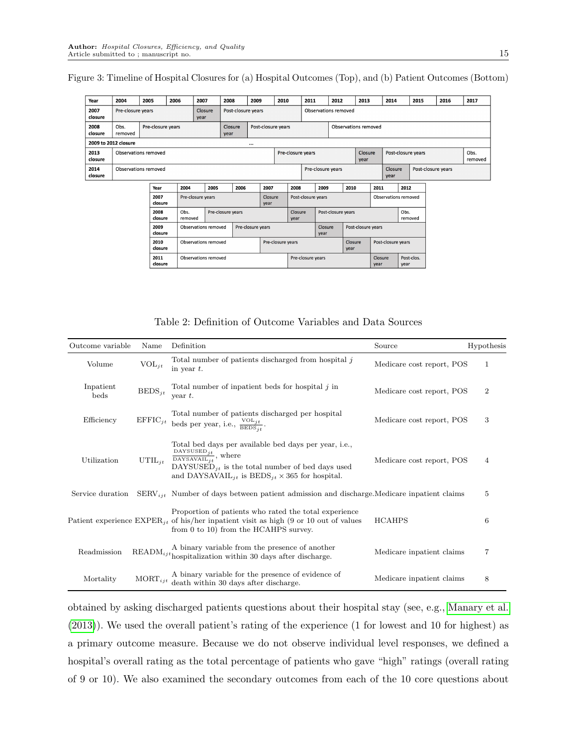Figure 3: Timeline of Hospital Closures for (a) Hospital Outcomes (Top), and (b) Patient Outcomes (Bottom)

| Year | 2004 | 2005 | 2006 | 2007 | 2008 | 2009 | 2010 | 2011 | 2012 | 2013 | 2014 | 2015 | 2016 | 2017 |
|---|---|---|---|---|---|---|---|---|---|---|---|---|---|---|
| 2007 closure | Pre-closure years | | | Closure year | Post-closure years | | | Observations removed | | | | | | |
| 2008 closure | Obs. removed | Pre-closure years | | | Closure year | Post-closure years | | | Observations removed | | | | | |
| 2009 to 2012 closure | | | | | ... | | | | | | | | | |
| 2013 closure | Observations removed | | | | | | Pre-closure years | | | Closure year | Post-closure years | | | Obs. removed |
| 2014 closure | Observations removed | | | | | | | Pre-closure years | | | Closure year | Post-closure years | | |

| Year | 2004 | 2005 | 2006 | 2007 | 2008 | 2009 | 2010 | 2011 | 2012 |
|---|---|---|---|---|---|---|---|---|---|
| 2007 closure | Pre-closure years | | | Closure year | Post-closure years | | | Observations removed | |
| 2008 closure | Obs. removed | Pre-closure years | | | Closure year | Post-closure years | | | Obs. removed |
| 2009 closure | Observations removed | | Pre-closure years | | | Closure year | Post-closure years | | |
| 2010 closure | Observations removed | | | Pre-closure years | | | Closure year | Post-closure years | |
| 2011 closure | Observations removed | | | | Pre-closure years | | | Closure year | Post-clos. year |

Table 2: Definition of Outcome Variables and Data Sources

| Outcome variable | Name | Definition | Source | Hypothesis |
|---|---|---|---|---|
| Volume | $\text{VOL}_{jt}$ | Total number of patients discharged from hospital $j$ in year $t$. | Medicare cost report, POS | 1 |
| Inpatient beds | $\text{BEDS}_{jt}$ | Total number of inpatient beds for hospital $j$ in year $t$. | Medicare cost report, POS | 2 |
| Efficiency | $\text{EFFIC}_{jt}$ | Total number of patients discharged per hospital beds per year, i.e., $\frac{\text{VOL}_{jt}}{\text{BEDS}_{jt}}$. | Medicare cost report, POS | 3 |
| Utilization | $\text{UTIL}_{jt}$ | Total bed days per available bed days per year, i.e., $\frac{\text{DAYSUSED}_{jt}}{\text{DAYSAVAIL}_{jt}}$, where $\text{DAYSUSED}_{jt}$ is the total number of bed days used and $\text{DAYSAVAIL}_{jt}$ is $\text{BEDS}_{jt} \times 365$ for hospital. | Medicare cost report, POS | 4 |
| Service duration | $\text{SERV}_{ijt}$ | Number of days between patient admission and discharge. | Medicare inpatient claims | 5 |
| Patient experience | $\text{EXPER}_{jt}$ | Proportion of patients who rated the total experience of his/her inpatient visit as high (9 or 10 out of values from 0 to 10) from the HCAHPS survey. | HCAHPS | 6 |
| Readmission | $\text{READM}_{ijt}$ | A binary variable from the presence of another hospitalization within 30 days after discharge. | Medicare inpatient claims | 7 |
| Mortality | $\text{MORT}_{ijt}$ | A binary variable for the presence of evidence of death within 30 days after discharge. | Medicare inpatient claims | 8 |

obtained by asking discharged patients questions about their hospital stay (see, e.g., Manary et al. (2013)). We used the overall patient's rating of the experience (1 for lowest and 10 for highest) as a primary outcome measure. Because we do not observe individual level responses, we defined a hospital's overall rating as the total percentage of patients who gave "high" ratings (overall rating of 9 or 10). We also examined the secondary outcomes from each of the 10 core questions about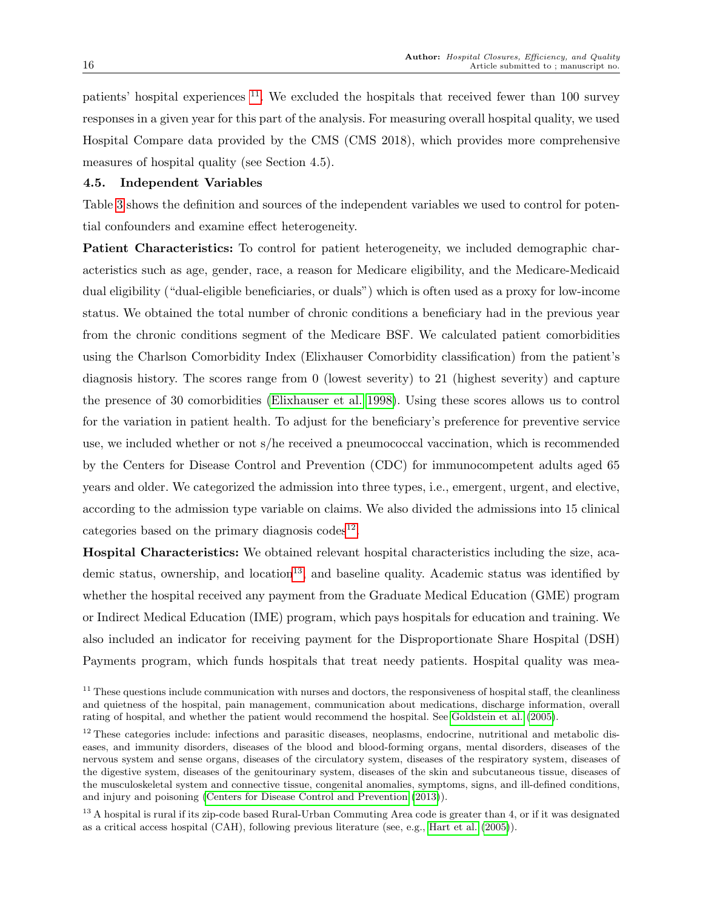patients' hospital experiences [11]. We excluded the hospitals that received fewer than 100 survey responses in a given year for this part of the analysis. For measuring overall hospital quality, we used Hospital Compare data provided by the CMS (CMS 2018), which provides more comprehensive measures of hospital quality (see Section 4.5).

### 4.5. Independent Variables

Table 3 shows the definition and sources of the independent variables we used to control for potential confounders and examine effect heterogeneity.

**Patient Characteristics:** To control for patient heterogeneity, we included demographic characteristics such as age, gender, race, a reason for Medicare eligibility, and the Medicare-Medicaid dual eligibility ("dual-eligible beneficiaries, or duals") which is often used as a proxy for low-income status. We obtained the total number of chronic conditions a beneficiary had in the previous year from the chronic conditions segment of the Medicare BSF. We calculated patient comorbidities using the Charlson Comorbidity Index (Elixhauser Comorbidity classification) from the patient's diagnosis history. The scores range from 0 (lowest severity) to 21 (highest severity) and capture the presence of 30 comorbidities (Elixhauser et al. 1998). Using these scores allows us to control for the variation in patient health. To adjust for the beneficiary's preference for preventive service use, we included whether or not s/he received a pneumococcal vaccination, which is recommended by the Centers for Disease Control and Prevention (CDC) for immunocompetent adults aged 65 years and older. We categorized the admission into three types, i.e., emergent, urgent, and elective, according to the admission type variable on claims. We also divided the admissions into 15 clinical categories based on the primary diagnosis codes[12].

**Hospital Characteristics:** We obtained relevant hospital characteristics including the size, academic status, ownership, and location[13], and baseline quality. Academic status was identified by whether the hospital received any payment from the Graduate Medical Education (GME) program or Indirect Medical Education (IME) program, which pays hospitals for education and training. We also included an indicator for receiving payment for the Disproportionate Share Hospital (DSH) Payments program, which funds hospitals that treat needy patients. Hospital quality was mea-

[11] These questions include communication with nurses and doctors, the responsiveness of hospital staff, the cleanliness and quietness of the hospital, pain management, communication about medications, discharge information, overall rating of hospital, and whether the patient would recommend the hospital. See Goldstein et al. (2005).

[12] These categories include: infections and parasitic diseases, neoplasms, endocrine, nutritional and metabolic diseases, and immunity disorders, diseases of the blood and blood-forming organs, mental disorders, diseases of the nervous system and sense organs, diseases of the circulatory system, diseases of the respiratory system, diseases of the digestive system, diseases of the genitourinary system, diseases of the skin and subcutaneous tissue, diseases of the musculoskeletal system and connective tissue, congenital anomalies, symptoms, signs, and ill-defined conditions, and injury and poisoning (Centers for Disease Control and Prevention (2013)).

[13] A hospital is rural if its zip-code based Rural-Urban Commuting Area code is greater than 4, or if it was designated as a critical access hospital (CAH), following previous literature (see, e.g., Hart et al. (2005)).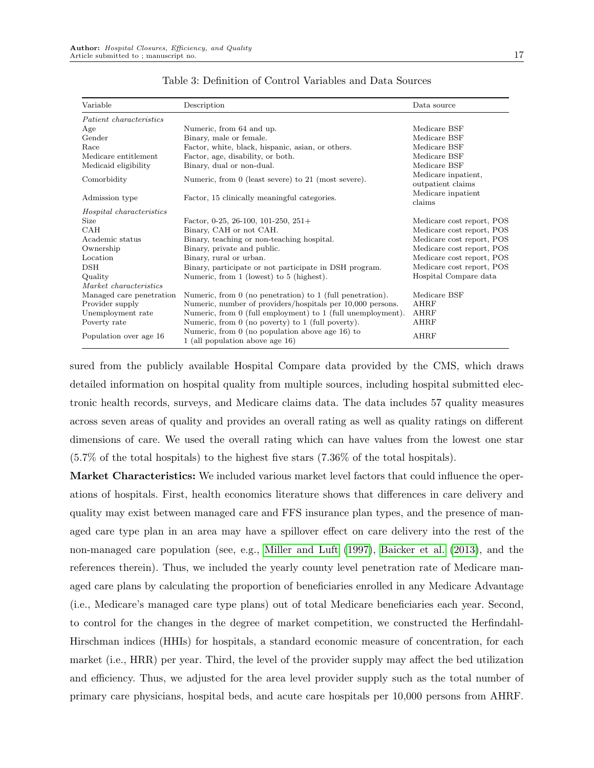Table 3: Definition of Control Variables and Data Sources

| Variable | Description | Data source |
|---|---|---|
| *Patient characteristics* | | |
| Age | Numeric, from 64 and up. | Medicare BSF |
| Gender | Binary, male or female. | Medicare BSF |
| Race | Factor, white, black, hispanic, asian, or others. | Medicare BSF |
| Medicare entitlement | Factor, age, disability, or both. | Medicare BSF |
| Medicaid eligibility | Binary, dual or non-dual. | Medicare BSF |
| Comorbidity | Numeric, from 0 (least severe) to 21 (most severe). | Medicare inpatient, outpatient claims |
| Admission type | Factor, 15 clinically meaningful categories. | Medicare inpatient claims |
| *Hospital characteristics* | | |
| Size | Factor, 0-25, 26-100, 101-250, 251+ | Medicare cost report, POS |
| CAH | Binary, CAH or not CAH. | Medicare cost report, POS |
| Academic status | Binary, teaching or non-teaching hospital. | Medicare cost report, POS |
| Ownership | Binary, private and public. | Medicare cost report, POS |
| Location | Binary, rural or urban. | Medicare cost report, POS |
| DSH | Binary, participate or not participate in DSH program. | Medicare cost report, POS |
| Quality | Numeric, from 1 (lowest) to 5 (highest). | Hospital Compare data |
| *Market characteristics* | | |
| Managed care penetration | Numeric, from 0 (no penetration) to 1 (full penetration). | Medicare BSF |
| Provider supply | Numeric, number of providers/hospitals per 10,000 persons. | AHRF |
| Unemployment rate | Numeric, from 0 (full employment) to 1 (full unemployment). | AHRF |
| Poverty rate | Numeric, from 0 (no poverty) to 1 (full poverty). | AHRF |
| Population over age 16 | Numeric, from 0 (no population above age 16) to 1 (all population above age 16) | AHRF |

sured from the publicly available Hospital Compare data provided by the CMS, which draws detailed information on hospital quality from multiple sources, including hospital submitted electronic health records, surveys, and Medicare claims data. The data includes 57 quality measures across seven areas of quality and provides an overall rating as well as quality ratings on different dimensions of care. We used the overall rating which can have values from the lowest one star (5.7% of the total hospitals) to the highest five stars (7.36% of the total hospitals).

**Market Characteristics:** We included various market level factors that could influence the operations of hospitals. First, health economics literature shows that differences in care delivery and quality may exist between managed care and FFS insurance plan types, and the presence of managed care type plan in an area may have a spillover effect on care delivery into the rest of the non-managed care population (see, e.g., Miller and Luft (1997), Baicker et al. (2013), and the references therein). Thus, we included the yearly county level penetration rate of Medicare managed care plans by calculating the proportion of beneficiaries enrolled in any Medicare Advantage (i.e., Medicare's managed care type plans) out of total Medicare beneficiaries each year. Second, to control for the changes in the degree of market competition, we constructed the Herfindahl-Hirschman indices (HHIs) for hospitals, a standard economic measure of concentration, for each market (i.e., HRR) per year. Third, the level of the provider supply may affect the bed utilization and efficiency. Thus, we adjusted for the area level provider supply such as the total number of primary care physicians, hospital beds, and acute care hospitals per 10,000 persons from AHRF.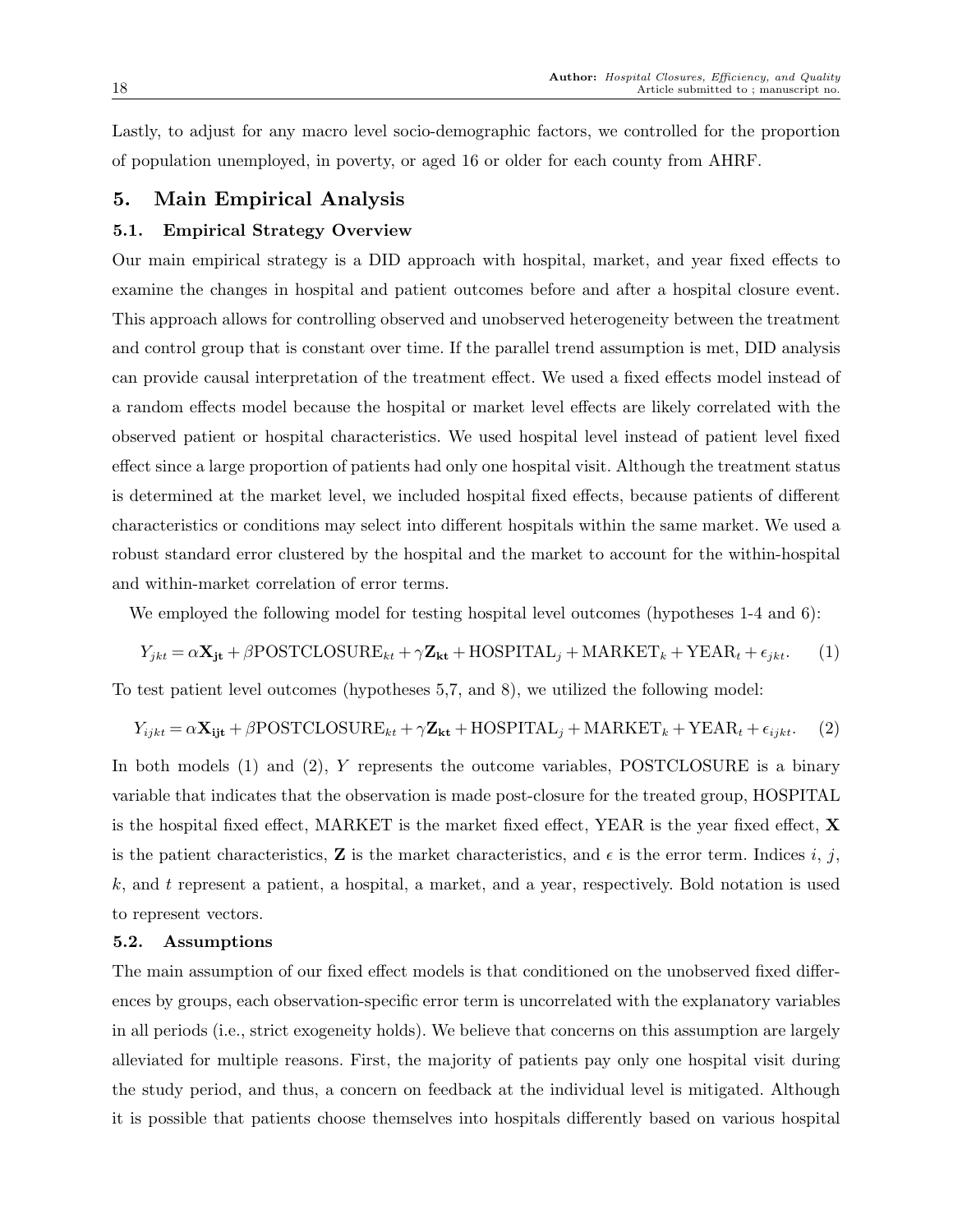Lastly, to adjust for any macro level socio-demographic factors, we controlled for the proportion of population unemployed, in poverty, or aged 16 or older for each county from AHRF.

## 5. Main Empirical Analysis

### 5.1. Empirical Strategy Overview

Our main empirical strategy is a DID approach with hospital, market, and year fixed effects to examine the changes in hospital and patient outcomes before and after a hospital closure event. This approach allows for controlling observed and unobserved heterogeneity between the treatment and control group that is constant over time. If the parallel trend assumption is met, DID analysis can provide causal interpretation of the treatment effect. We used a fixed effects model instead of a random effects model because the hospital or market level effects are likely correlated with the observed patient or hospital characteristics. We used hospital level instead of patient level fixed effect since a large proportion of patients had only one hospital visit. Although the treatment status is determined at the market level, we included hospital fixed effects, because patients of different characteristics or conditions may select into different hospitals within the same market. We used a robust standard error clustered by the hospital and the market to account for the within-hospital and within-market correlation of error terms.

We employed the following model for testing hospital level outcomes (hypotheses 1-4 and 6):

$$Y_{jkt} = \alpha \mathbf{X_{jt}} + \beta \text{POSTCLOSURE}_{kt} + \gamma \mathbf{Z_{kt}} + \text{HOSPITAL}_j + \text{MARKET}_k + \text{YEAR}_t + \epsilon_{jkt}. \quad (1)$$

To test patient level outcomes (hypotheses 5,7, and 8), we utilized the following model:

$$Y_{ijkt} = \alpha \mathbf{X_{ijt}} + \beta \text{POSTCLOSURE}_{kt} + \gamma \mathbf{Z_{kt}} + \text{HOSPITAL}_j + \text{MARKET}_k + \text{YEAR}_t + \epsilon_{ijkt}. \quad (2)$$

In both models (1) and (2), $Y$ represents the outcome variables, POSTCLOSURE is a binary variable that indicates that the observation is made post-closure for the treated group, HOSPITAL is the hospital fixed effect, MARKET is the market fixed effect, YEAR is the year fixed effect, $\mathbf{X}$ is the patient characteristics, $\mathbf{Z}$ is the market characteristics, and $\epsilon$ is the error term. Indices $i$, $j$, $k$, and $t$ represent a patient, a hospital, a market, and a year, respectively. Bold notation is used to represent vectors.

### 5.2. Assumptions

The main assumption of our fixed effect models is that conditioned on the unobserved fixed differences by groups, each observation-specific error term is uncorrelated with the explanatory variables in all periods (i.e., strict exogeneity holds). We believe that concerns on this assumption are largely alleviated for multiple reasons. First, the majority of patients pay only one hospital visit during the study period, and thus, a concern on feedback at the individual level is mitigated. Although it is possible that patients choose themselves into hospitals differently based on various hospital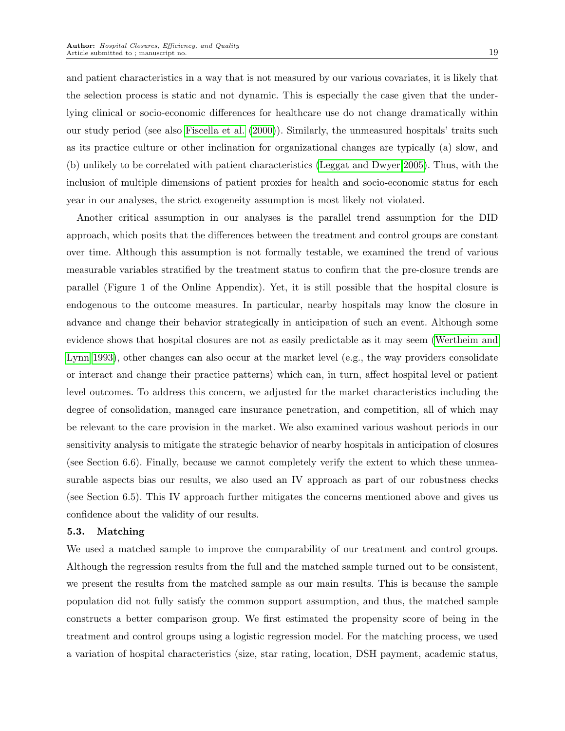and patient characteristics in a way that is not measured by our various covariates, it is likely that the selection process is static and not dynamic. This is especially the case given that the underlying clinical or socio-economic differences for healthcare use do not change dramatically within our study period (see also Fiscella et al. (2000)). Similarly, the unmeasured hospitals' traits such as its practice culture or other inclination for organizational changes are typically (a) slow, and (b) unlikely to be correlated with patient characteristics (Leggat and Dwyer 2005). Thus, with the inclusion of multiple dimensions of patient proxies for health and socio-economic status for each year in our analyses, the strict exogeneity assumption is most likely not violated.

Another critical assumption in our analyses is the parallel trend assumption for the DID approach, which posits that the differences between the treatment and control groups are constant over time. Although this assumption is not formally testable, we examined the trend of various measurable variables stratified by the treatment status to confirm that the pre-closure trends are parallel (Figure 1 of the Online Appendix). Yet, it is still possible that the hospital closure is endogenous to the outcome measures. In particular, nearby hospitals may know the closure in advance and change their behavior strategically in anticipation of such an event. Although some evidence shows that hospital closures are not as easily predictable as it may seem (Wertheim and Lynn 1993), other changes can also occur at the market level (e.g., the way providers consolidate or interact and change their practice patterns) which can, in turn, affect hospital level or patient level outcomes. To address this concern, we adjusted for the market characteristics including the degree of consolidation, managed care insurance penetration, and competition, all of which may be relevant to the care provision in the market. We also examined various washout periods in our sensitivity analysis to mitigate the strategic behavior of nearby hospitals in anticipation of closures (see Section 6.6). Finally, because we cannot completely verify the extent to which these unmeasurable aspects bias our results, we also used an IV approach as part of our robustness checks (see Section 6.5). This IV approach further mitigates the concerns mentioned above and gives us confidence about the validity of our results.

### 5.3. Matching

We used a matched sample to improve the comparability of our treatment and control groups. Although the regression results from the full and the matched sample turned out to be consistent, we present the results from the matched sample as our main results. This is because the sample population did not fully satisfy the common support assumption, and thus, the matched sample constructs a better comparison group. We first estimated the propensity score of being in the treatment and control groups using a logistic regression model. For the matching process, we used a variation of hospital characteristics (size, star rating, location, DSH payment, academic status,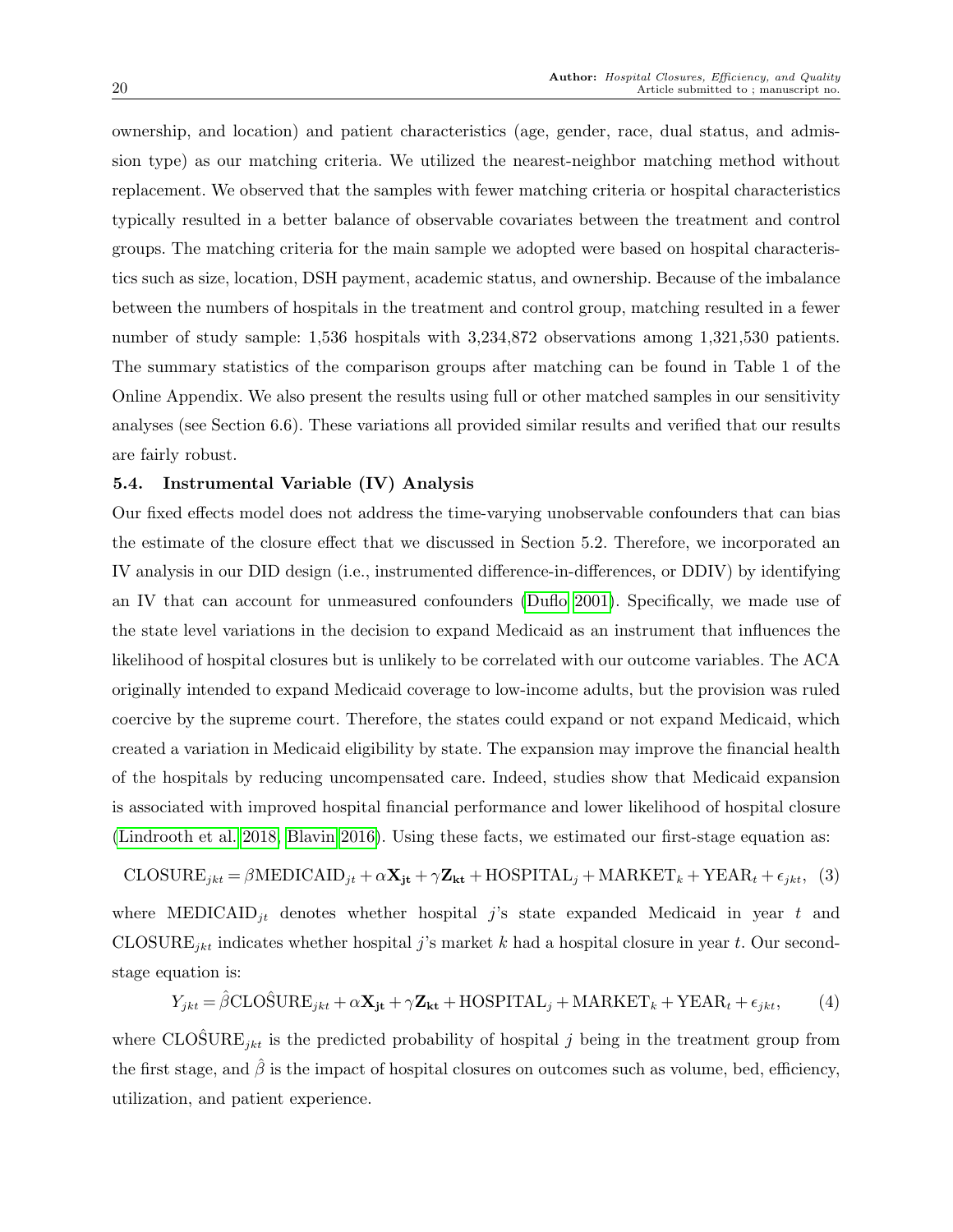ownership, and location) and patient characteristics (age, gender, race, dual status, and admission type) as our matching criteria. We utilized the nearest-neighbor matching method without replacement. We observed that the samples with fewer matching criteria or hospital characteristics typically resulted in a better balance of observable covariates between the treatment and control groups. The matching criteria for the main sample we adopted were based on hospital characteristics such as size, location, DSH payment, academic status, and ownership. Because of the imbalance between the numbers of hospitals in the treatment and control group, matching resulted in a fewer number of study sample: 1,536 hospitals with 3,234,872 observations among 1,321,530 patients. The summary statistics of the comparison groups after matching can be found in Table 1 of the Online Appendix. We also present the results using full or other matched samples in our sensitivity analyses (see Section 6.6). These variations all provided similar results and verified that our results are fairly robust.

### 5.4. Instrumental Variable (IV) Analysis

Our fixed effects model does not address the time-varying unobservable confounders that can bias the estimate of the closure effect that we discussed in Section 5.2. Therefore, we incorporated an IV analysis in our DID design (i.e., instrumented difference-in-differences, or DDIV) by identifying an IV that can account for unmeasured confounders (Duflo 2001). Specifically, we made use of the state level variations in the decision to expand Medicaid as an instrument that influences the likelihood of hospital closures but is unlikely to be correlated with our outcome variables. The ACA originally intended to expand Medicaid coverage to low-income adults, but the provision was ruled coercive by the supreme court. Therefore, the states could expand or not expand Medicaid, which created a variation in Medicaid eligibility by state. The expansion may improve the financial health of the hospitals by reducing uncompensated care. Indeed, studies show that Medicaid expansion is associated with improved hospital financial performance and lower likelihood of hospital closure (Lindrooth et al. 2018, Blavin 2016). Using these facts, we estimated our first-stage equation as:

$$\text{CLOSURE}_{jkt} = \beta \text{MEDICAID}_{jt} + \alpha \mathbf{X_{jt}} + \gamma \mathbf{Z_{kt}} + \text{HOSPITAL}_j + \text{MARKET}_k + \text{YEAR}_t + \epsilon_{jkt}, \quad (3)$$

where $\text{MEDICAID}_{jt}$ denotes whether hospital $j$'s state expanded Medicaid in year $t$ and $\text{CLOSURE}_{jkt}$ indicates whether hospital $j$'s market $k$ had a hospital closure in year $t$. Our second-stage equation is:

$$Y_{jkt} = \hat{\beta} \text{CLO}\hat{\text{S}}\text{URE}_{jkt} + \alpha \mathbf{X_{jt}} + \gamma \mathbf{Z_{kt}} + \text{HOSPITAL}_j + \text{MARKET}_k + \text{YEAR}_t + \epsilon_{jkt}, \quad (4)$$

where $\text{CLO}\hat{\text{S}}\text{URE}_{jkt}$ is the predicted probability of hospital $j$ being in the treatment group from the first stage, and $\hat{\beta}$ is the impact of hospital closures on outcomes such as volume, bed, efficiency, utilization, and patient experience.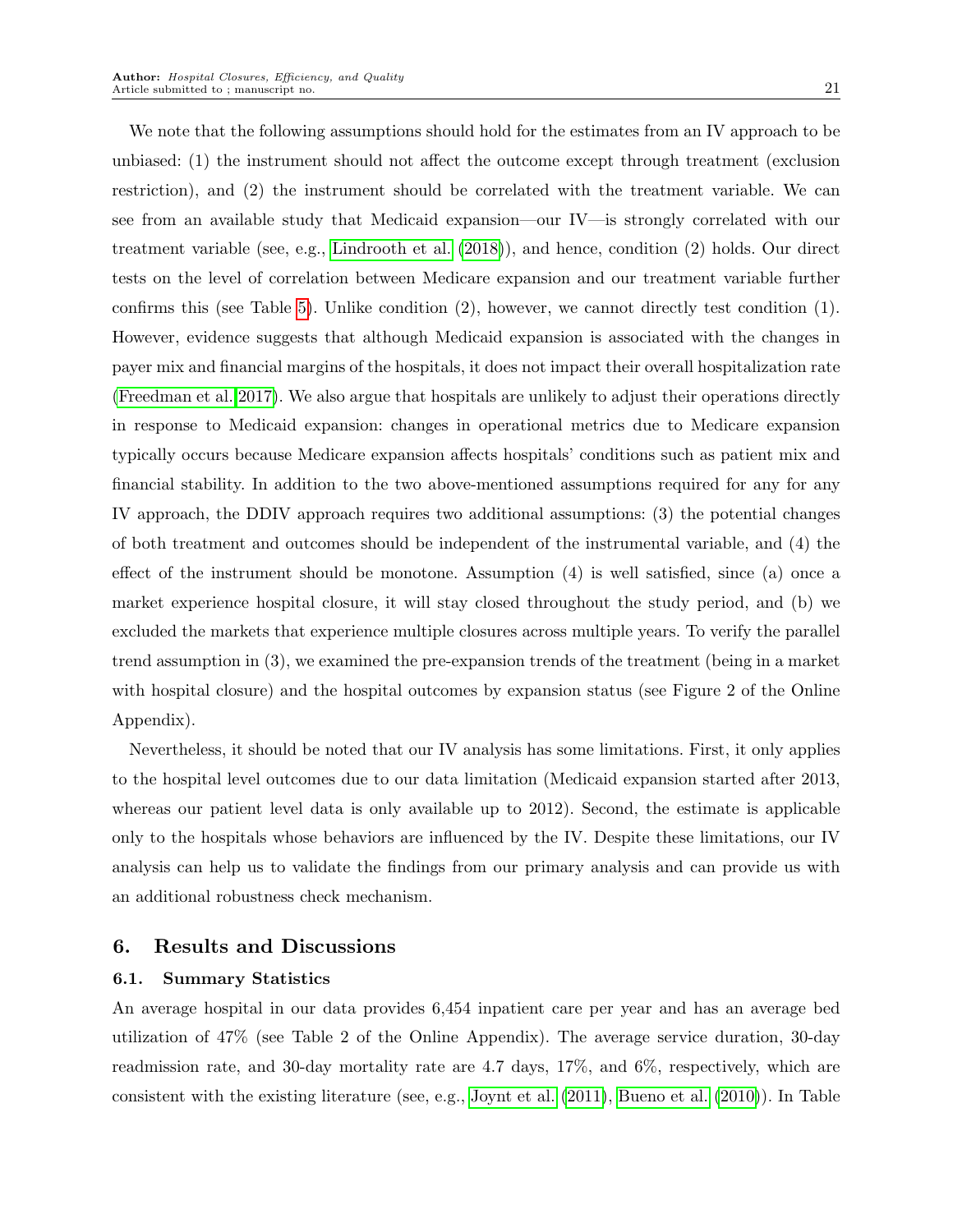We note that the following assumptions should hold for the estimates from an IV approach to be unbiased: (1) the instrument should not affect the outcome except through treatment (exclusion restriction), and (2) the instrument should be correlated with the treatment variable. We can see from an available study that Medicaid expansion—our IV—is strongly correlated with our treatment variable (see, e.g., Lindrooth et al. (2018)), and hence, condition (2) holds. Our direct tests on the level of correlation between Medicare expansion and our treatment variable further confirms this (see Table 5). Unlike condition (2), however, we cannot directly test condition (1). However, evidence suggests that although Medicaid expansion is associated with the changes in payer mix and financial margins of the hospitals, it does not impact their overall hospitalization rate (Freedman et al. 2017). We also argue that hospitals are unlikely to adjust their operations directly in response to Medicaid expansion: changes in operational metrics due to Medicare expansion typically occurs because Medicare expansion affects hospitals' conditions such as patient mix and financial stability. In addition to the two above-mentioned assumptions required for any for any IV approach, the DDIV approach requires two additional assumptions: (3) the potential changes of both treatment and outcomes should be independent of the instrumental variable, and (4) the effect of the instrument should be monotone. Assumption (4) is well satisfied, since (a) once a market experience hospital closure, it will stay closed throughout the study period, and (b) we excluded the markets that experience multiple closures across multiple years. To verify the parallel trend assumption in (3), we examined the pre-expansion trends of the treatment (being in a market with hospital closure) and the hospital outcomes by expansion status (see Figure 2 of the Online Appendix).

Nevertheless, it should be noted that our IV analysis has some limitations. First, it only applies to the hospital level outcomes due to our data limitation (Medicaid expansion started after 2013, whereas our patient level data is only available up to 2012). Second, the estimate is applicable only to the hospitals whose behaviors are influenced by the IV. Despite these limitations, our IV analysis can help us to validate the findings from our primary analysis and can provide us with an additional robustness check mechanism.

## 6. Results and Discussions

### 6.1. Summary Statistics

An average hospital in our data provides 6,454 inpatient care per year and has an average bed utilization of 47% (see Table 2 of the Online Appendix). The average service duration, 30-day readmission rate, and 30-day mortality rate are 4.7 days, 17%, and 6%, respectively, which are consistent with the existing literature (see, e.g., Joynt et al. (2011), Bueno et al. (2010)). In Table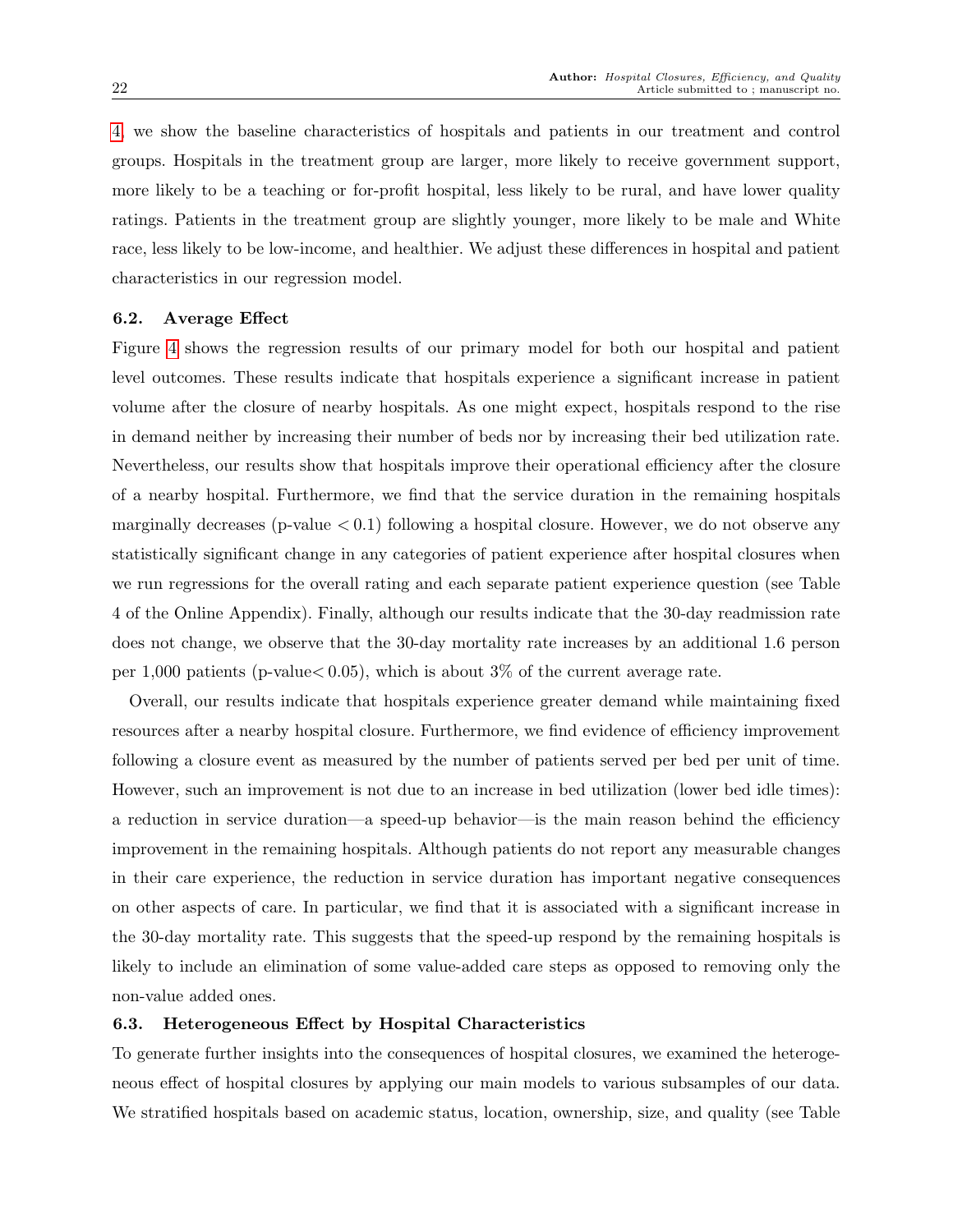4, we show the baseline characteristics of hospitals and patients in our treatment and control groups. Hospitals in the treatment group are larger, more likely to receive government support, more likely to be a teaching or for-profit hospital, less likely to be rural, and have lower quality ratings. Patients in the treatment group are slightly younger, more likely to be male and White race, less likely to be low-income, and healthier. We adjust these differences in hospital and patient characteristics in our regression model.

### 6.2. Average Effect

Figure 4 shows the regression results of our primary model for both our hospital and patient level outcomes. These results indicate that hospitals experience a significant increase in patient volume after the closure of nearby hospitals. As one might expect, hospitals respond to the rise in demand neither by increasing their number of beds nor by increasing their bed utilization rate. Nevertheless, our results show that hospitals improve their operational efficiency after the closure of a nearby hospital. Furthermore, we find that the service duration in the remaining hospitals marginally decreases (p-value $< 0.1$) following a hospital closure. However, we do not observe any statistically significant change in any categories of patient experience after hospital closures when we run regressions for the overall rating and each separate patient experience question (see Table 4 of the Online Appendix). Finally, although our results indicate that the 30-day readmission rate does not change, we observe that the 30-day mortality rate increases by an additional 1.6 person per 1,000 patients (p-value$< 0.05$), which is about 3% of the current average rate.

Overall, our results indicate that hospitals experience greater demand while maintaining fixed resources after a nearby hospital closure. Furthermore, we find evidence of efficiency improvement following a closure event as measured by the number of patients served per bed per unit of time. However, such an improvement is not due to an increase in bed utilization (lower bed idle times): a reduction in service duration—a speed-up behavior—is the main reason behind the efficiency improvement in the remaining hospitals. Although patients do not report any measurable changes in their care experience, the reduction in service duration has important negative consequences on other aspects of care. In particular, we find that it is associated with a significant increase in the 30-day mortality rate. This suggests that the speed-up respond by the remaining hospitals is likely to include an elimination of some value-added care steps as opposed to removing only the non-value added ones.

### 6.3. Heterogeneous Effect by Hospital Characteristics

To generate further insights into the consequences of hospital closures, we examined the heterogeneous effect of hospital closures by applying our main models to various subsamples of our data. We stratified hospitals based on academic status, location, ownership, size, and quality (see Table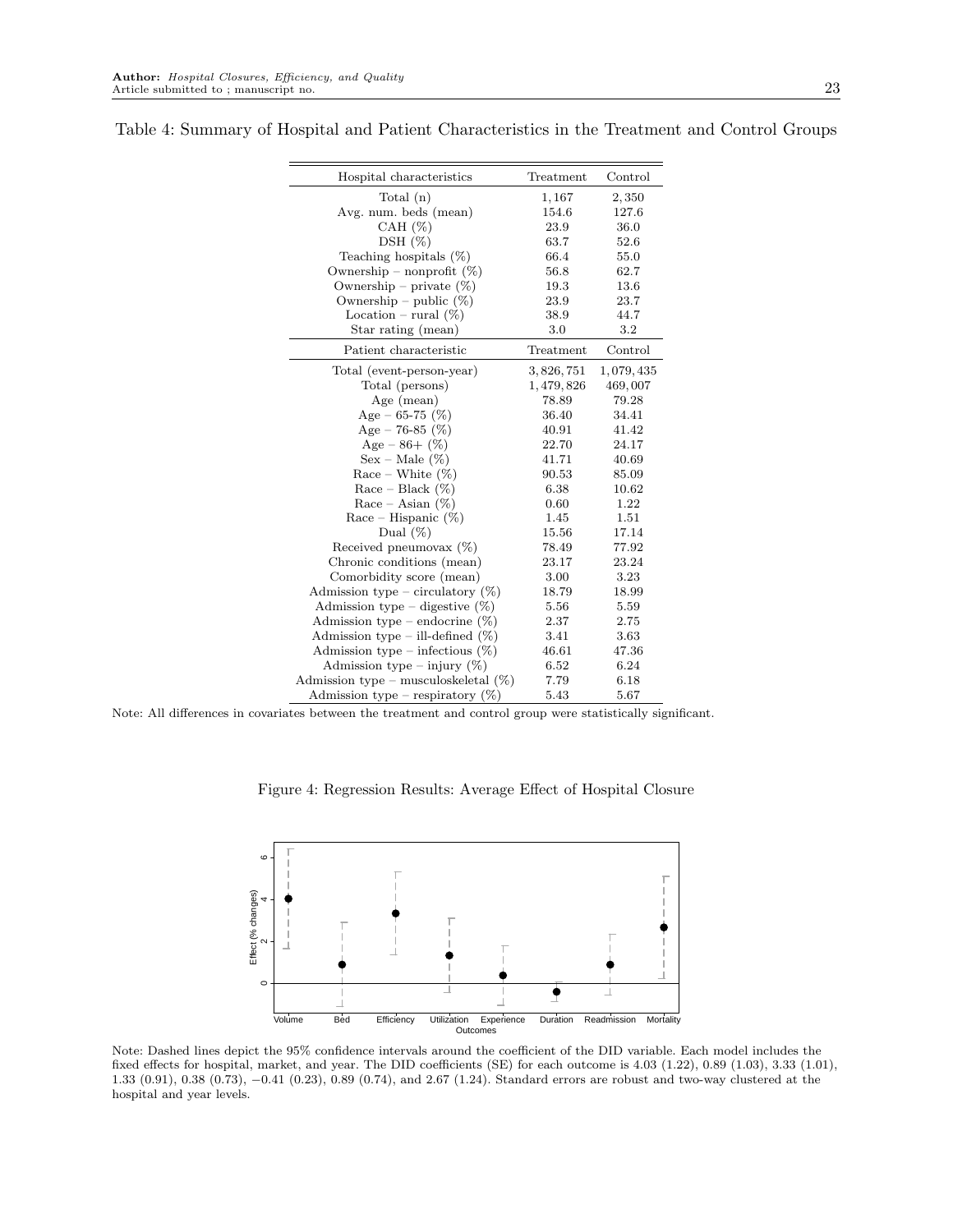Table 4: Summary of Hospital and Patient Characteristics in the Treatment and Control Groups

| Hospital characteristics | Treatment | Control |
|---|---|---|
| Total (n) | 1,167 | 2,350 |
| Avg. num. beds (mean) | 154.6 | 127.6 |
| CAH (%) | 23.9 | 36.0 |
| DSH (%) | 63.7 | 52.6 |
| Teaching hospitals (%) | 66.4 | 55.0 |
| Ownership – nonprofit (%) | 56.8 | 62.7 |
| Ownership – private (%) | 19.3 | 13.6 |
| Ownership – public (%) | 23.9 | 23.7 |
| Location – rural (%) | 38.9 | 44.7 |
| Star rating (mean) | 3.0 | 3.2 |
| **Patient characteristic** | **Treatment** | **Control** |
| Total (event-person-year) | 3,826,751 | 1,079,435 |
| Total (persons) | 1,479,826 | 469,007 |
| Age (mean) | 78.89 | 79.28 |
| Age – 65-75 (%) | 36.40 | 34.41 |
| Age – 76-85 (%) | 40.91 | 41.42 |
| Age – 86+ (%) | 22.70 | 24.17 |
| Sex – Male (%) | 41.71 | 40.69 |
| Race – White (%) | 90.53 | 85.09 |
| Race – Black (%) | 6.38 | 10.62 |
| Race – Asian (%) | 0.60 | 1.22 |
| Race – Hispanic (%) | 1.45 | 1.51 |
| Dual (%) | 15.56 | 17.14 |
| Received pneumovax (%) | 78.49 | 77.92 |
| Chronic conditions (mean) | 23.17 | 23.24 |
| Comorbidity score (mean) | 3.00 | 3.23 |
| Admission type – circulatory (%) | 18.79 | 18.99 |
| Admission type – digestive (%) | 5.56 | 5.59 |
| Admission type – endocrine (%) | 2.37 | 2.75 |
| Admission type – ill-defined (%) | 3.41 | 3.63 |
| Admission type – infectious (%) | 46.61 | 47.36 |
| Admission type – injury (%) | 6.52 | 6.24 |
| Admission type – musculoskeletal (%) | 7.79 | 6.18 |
| Admission type – respiratory (%) | 5.43 | 5.67 |

Note: All differences in covariates between the treatment and control group were statistically significant.

Figure 4: Regression Results: Average Effect of Hospital Closure

Note: Dashed lines depict the 95% confidence intervals around the coefficient of the DID variable. Each model includes the fixed effects for hospital, market, and year. The DID coefficients (SE) for each outcome is 4.03 (1.22), 0.89 (1.03), 3.33 (1.01), 1.33 (0.91), 0.38 (0.73), −0.41 (0.23), 0.89 (0.74), and 2.67 (1.24). Standard errors are robust and two-way clustered at the hospital and year levels.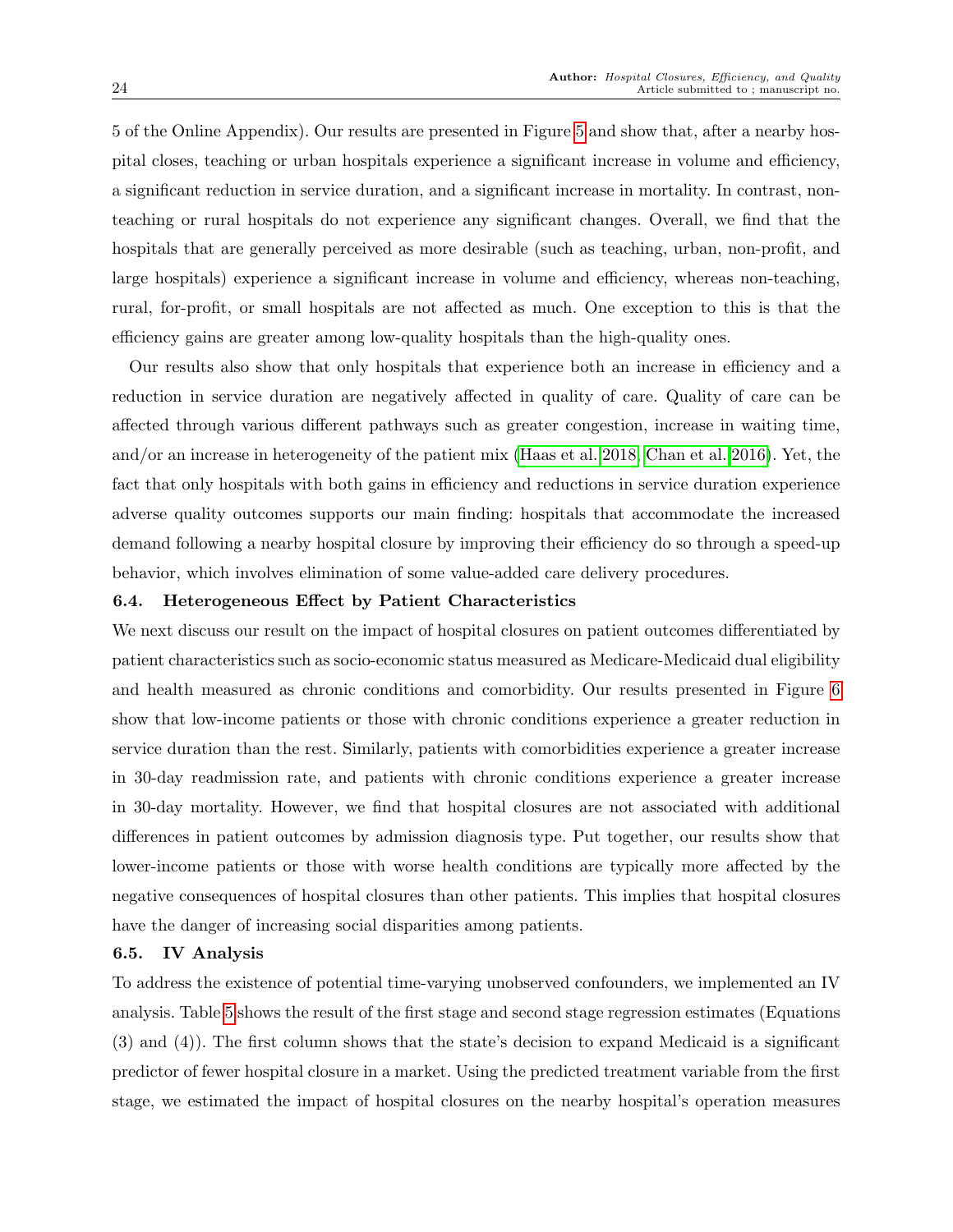5 of the Online Appendix). Our results are presented in Figure 5 and show that, after a nearby hospital closes, teaching or urban hospitals experience a significant increase in volume and efficiency, a significant reduction in service duration, and a significant increase in mortality. In contrast, non-teaching or rural hospitals do not experience any significant changes. Overall, we find that the hospitals that are generally perceived as more desirable (such as teaching, urban, non-profit, and large hospitals) experience a significant increase in volume and efficiency, whereas non-teaching, rural, for-profit, or small hospitals are not affected as much. One exception to this is that the efficiency gains are greater among low-quality hospitals than the high-quality ones.

Our results also show that only hospitals that experience both an increase in efficiency and a reduction in service duration are negatively affected in quality of care. Quality of care can be affected through various different pathways such as greater congestion, increase in waiting time, and/or an increase in heterogeneity of the patient mix (Haas et al. 2018, Chan et al. 2016). Yet, the fact that only hospitals with both gains in efficiency and reductions in service duration experience adverse quality outcomes supports our main finding: hospitals that accommodate the increased demand following a nearby hospital closure by improving their efficiency do so through a speed-up behavior, which involves elimination of some value-added care delivery procedures.

### 6.4. Heterogeneous Effect by Patient Characteristics

We next discuss our result on the impact of hospital closures on patient outcomes differentiated by patient characteristics such as socio-economic status measured as Medicare-Medicaid dual eligibility and health measured as chronic conditions and comorbidity. Our results presented in Figure 6 show that low-income patients or those with chronic conditions experience a greater reduction in service duration than the rest. Similarly, patients with comorbidities experience a greater increase in 30-day readmission rate, and patients with chronic conditions experience a greater increase in 30-day mortality. However, we find that hospital closures are not associated with additional differences in patient outcomes by admission diagnosis type. Put together, our results show that lower-income patients or those with worse health conditions are typically more affected by the negative consequences of hospital closures than other patients. This implies that hospital closures have the danger of increasing social disparities among patients.

### 6.5. IV Analysis

To address the existence of potential time-varying unobserved confounders, we implemented an IV analysis. Table 5 shows the result of the first stage and second stage regression estimates (Equations (3) and (4)). The first column shows that the state's decision to expand Medicaid is a significant predictor of fewer hospital closure in a market. Using the predicted treatment variable from the first stage, we estimated the impact of hospital closures on the nearby hospital's operation measures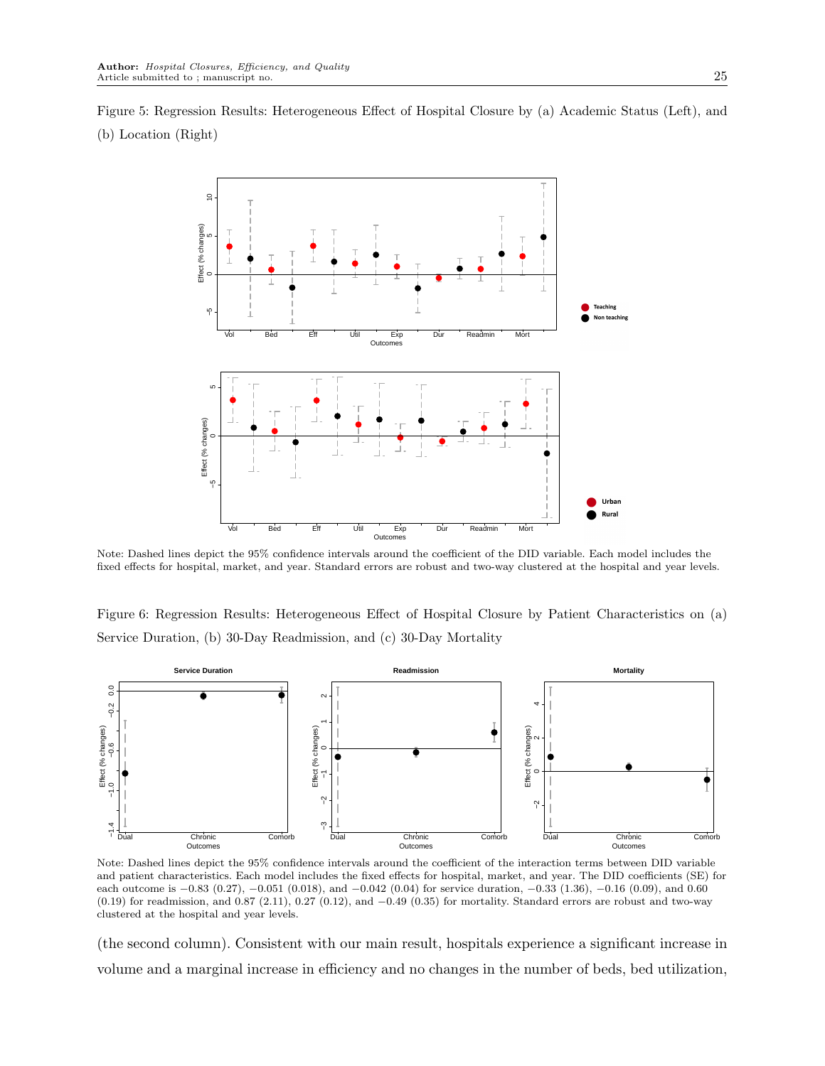Figure 5: Regression Results: Heterogeneous Effect of Hospital Closure by (a) Academic Status (Left), and (b) Location (Right)

Note: Dashed lines depict the 95% confidence intervals around the coefficient of the DID variable. Each model includes the fixed effects for hospital, market, and year. Standard errors are robust and two-way clustered at the hospital and year levels.

Figure 6: Regression Results: Heterogeneous Effect of Hospital Closure by Patient Characteristics on (a) Service Duration, (b) 30-Day Readmission, and (c) 30-Day Mortality

Note: Dashed lines depict the 95% confidence intervals around the coefficient of the interaction terms between DID variable and patient characteristics. Each model includes the fixed effects for hospital, market, and year. The DID coefficients (SE) for each outcome is −0.83 (0.27), −0.051 (0.018), and −0.042 (0.04) for service duration, −0.33 (1.36), −0.16 (0.09), and 0.60 (0.19) for readmission, and 0.87 (2.11), 0.27 (0.12), and −0.49 (0.35) for mortality. Standard errors are robust and two-way clustered at the hospital and year levels.

(the second column). Consistent with our main result, hospitals experience a significant increase in volume and a marginal increase in efficiency and no changes in the number of beds, bed utilization,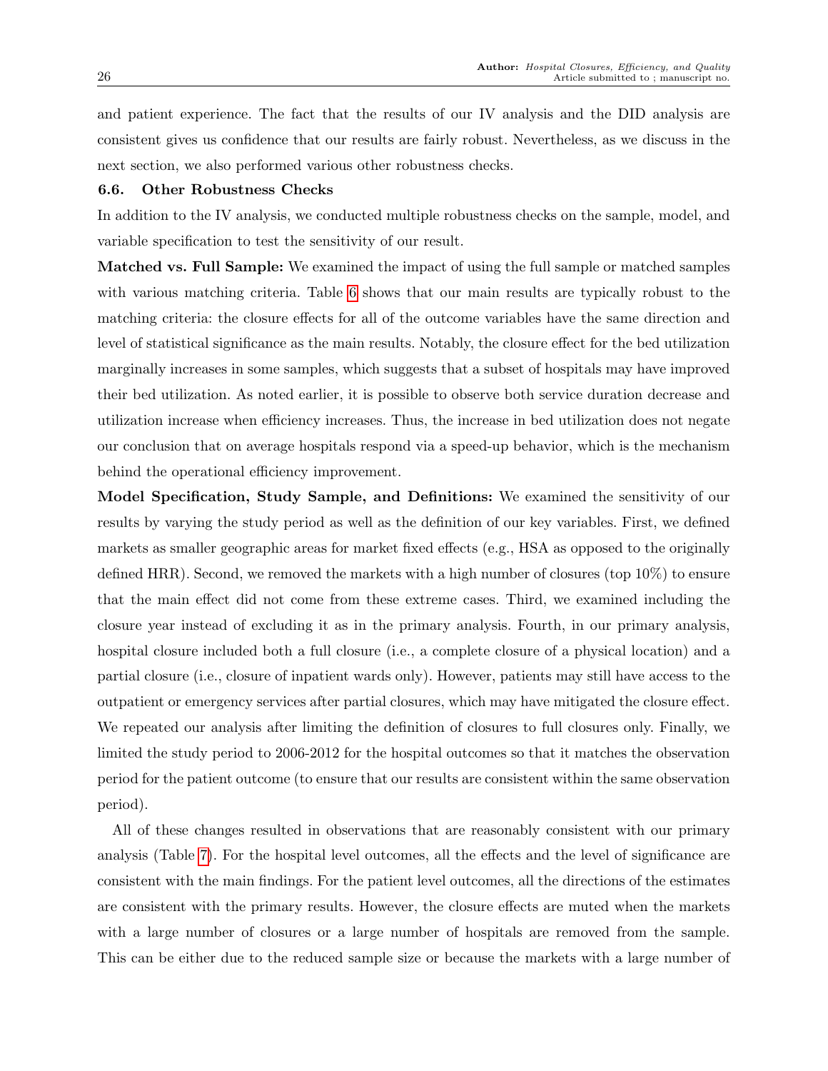and patient experience. The fact that the results of our IV analysis and the DID analysis are consistent gives us confidence that our results are fairly robust. Nevertheless, as we discuss in the next section, we also performed various other robustness checks.

### 6.6. Other Robustness Checks

In addition to the IV analysis, we conducted multiple robustness checks on the sample, model, and variable specification to test the sensitivity of our result.

**Matched vs. Full Sample:** We examined the impact of using the full sample or matched samples with various matching criteria. Table 6 shows that our main results are typically robust to the matching criteria: the closure effects for all of the outcome variables have the same direction and level of statistical significance as the main results. Notably, the closure effect for the bed utilization marginally increases in some samples, which suggests that a subset of hospitals may have improved their bed utilization. As noted earlier, it is possible to observe both service duration decrease and utilization increase when efficiency increases. Thus, the increase in bed utilization does not negate our conclusion that on average hospitals respond via a speed-up behavior, which is the mechanism behind the operational efficiency improvement.

**Model Specification, Study Sample, and Definitions:** We examined the sensitivity of our results by varying the study period as well as the definition of our key variables. First, we defined markets as smaller geographic areas for market fixed effects (e.g., HSA as opposed to the originally defined HRR). Second, we removed the markets with a high number of closures (top 10%) to ensure that the main effect did not come from these extreme cases. Third, we examined including the closure year instead of excluding it as in the primary analysis. Fourth, in our primary analysis, hospital closure included both a full closure (i.e., a complete closure of a physical location) and a partial closure (i.e., closure of inpatient wards only). However, patients may still have access to the outpatient or emergency services after partial closures, which may have mitigated the closure effect. We repeated our analysis after limiting the definition of closures to full closures only. Finally, we limited the study period to 2006-2012 for the hospital outcomes so that it matches the observation period for the patient outcome (to ensure that our results are consistent within the same observation period).

All of these changes resulted in observations that are reasonably consistent with our primary analysis (Table 7). For the hospital level outcomes, all the effects and the level of significance are consistent with the main findings. For the patient level outcomes, all the directions of the estimates are consistent with the primary results. However, the closure effects are muted when the markets with a large number of closures or a large number of hospitals are removed from the sample. This can be either due to the reduced sample size or because the markets with a large number of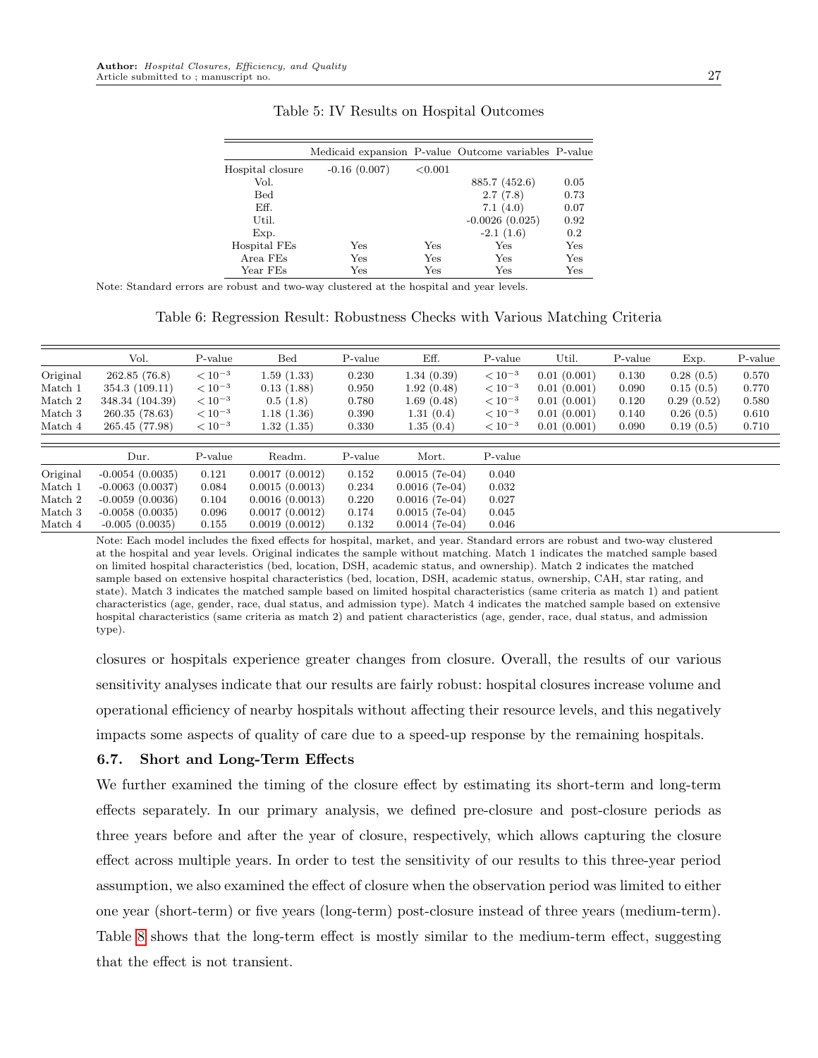Table 5: IV Results on Hospital Outcomes

| | Medicaid expansion | P-value | Outcome variables | P-value |
|---|---|---|---|---|
| Hospital closure | -0.16 (0.007) | <0.001 | | |
| Vol. | | | 885.7 (452.6) | 0.05 |
| Bed | | | 2.7 (7.8) | 0.73 |
| Eff. | | | 7.1 (4.0) | 0.07 |
| Util. | | | -0.0026 (0.025) | 0.92 |
| Exp. | | | -2.1 (1.6) | 0.2 |
| Hospital FEs | Yes | Yes | Yes | Yes |
| Area FEs | Yes | Yes | Yes | Yes |
| Year FEs | Yes | Yes | Yes | Yes |

Note: Standard errors are robust and two-way clustered at the hospital and year levels.

Table 6: Regression Result: Robustness Checks with Various Matching Criteria

| | Vol. | P-value | Bed | P-value | Eff. | P-value | Util. | P-value | Exp. | P-value |
|---|---|---|---|---|---|---|---|---|---|---|
| Original | 262.85 (76.8) | $< 10^{-3}$ | 1.59 (1.33) | 0.230 | 1.34 (0.39) | $< 10^{-3}$ | 0.01 (0.001) | 0.130 | 0.28 (0.5) | 0.570 |
| Match 1 | 354.3 (109.11) | $< 10^{-3}$ | 0.13 (1.88) | 0.950 | 1.92 (0.48) | $< 10^{-3}$ | 0.01 (0.001) | 0.090 | 0.15 (0.5) | 0.770 |
| Match 2 | 348.34 (104.39) | $< 10^{-3}$ | 0.5 (1.8) | 0.780 | 1.69 (0.48) | $< 10^{-3}$ | 0.01 (0.001) | 0.120 | 0.29 (0.52) | 0.580 |
| Match 3 | 260.35 (78.63) | $< 10^{-3}$ | 1.18 (1.36) | 0.390 | 1.31 (0.4) | $< 10^{-3}$ | 0.01 (0.001) | 0.140 | 0.26 (0.5) | 0.610 |
| Match 4 | 265.45 (77.98) | $< 10^{-3}$ | 1.32 (1.35) | 0.330 | 1.35 (0.4) | $< 10^{-3}$ | 0.01 (0.001) | 0.090 | 0.19 (0.5) | 0.710 |

| | Dur. | P-value | Readm. | P-value | Mort. | P-value |
|---|---|---|---|---|---|---|
| Original | -0.0054 (0.0035) | 0.121 | 0.0017 (0.0012) | 0.152 | 0.0015 (7e-04) | 0.040 |
| Match 1 | -0.0063 (0.0037) | 0.084 | 0.0015 (0.0013) | 0.234 | 0.0016 (7e-04) | 0.032 |
| Match 2 | -0.0059 (0.0036) | 0.104 | 0.0016 (0.0013) | 0.220 | 0.0016 (7e-04) | 0.027 |
| Match 3 | -0.0058 (0.0035) | 0.096 | 0.0017 (0.0012) | 0.174 | 0.0015 (7e-04) | 0.045 |
| Match 4 | -0.005 (0.0035) | 0.155 | 0.0019 (0.0012) | 0.132 | 0.0014 (7e-04) | 0.046 |

Note: Each model includes the fixed effects for hospital, market, and year. Standard errors are robust and two-way clustered at the hospital and year levels. Original indicates the sample without matching. Match 1 indicates the matched sample based on limited hospital characteristics (bed, location, DSH, academic status, and ownership). Match 2 indicates the matched sample based on extensive hospital characteristics (bed, location, DSH, academic status, ownership, CAH, star rating, and state). Match 3 indicates the matched sample based on limited hospital characteristics (same criteria as match 1) and patient characteristics (age, gender, race, dual status, and admission type). Match 4 indicates the matched sample based on extensive hospital characteristics (same criteria as match 2) and patient characteristics (age, gender, race, dual status, and admission type).

closures or hospitals experience greater changes from closure. Overall, the results of our various sensitivity analyses indicate that our results are fairly robust: hospital closures increase volume and operational efficiency of nearby hospitals without affecting their resource levels, and this negatively impacts some aspects of quality of care due to a speed-up response by the remaining hospitals.

### 6.7. Short and Long-Term Effects

We further examined the timing of the closure effect by estimating its short-term and long-term effects separately. In our primary analysis, we defined pre-closure and post-closure periods as three years before and after the year of closure, respectively, which allows capturing the closure effect across multiple years. In order to test the sensitivity of our results to this three-year period assumption, we also examined the effect of closure when the observation period was limited to either one year (short-term) or five years (long-term) post-closure instead of three years (medium-term). Table 8 shows that the long-term effect is mostly similar to the medium-term effect, suggesting that the effect is not transient.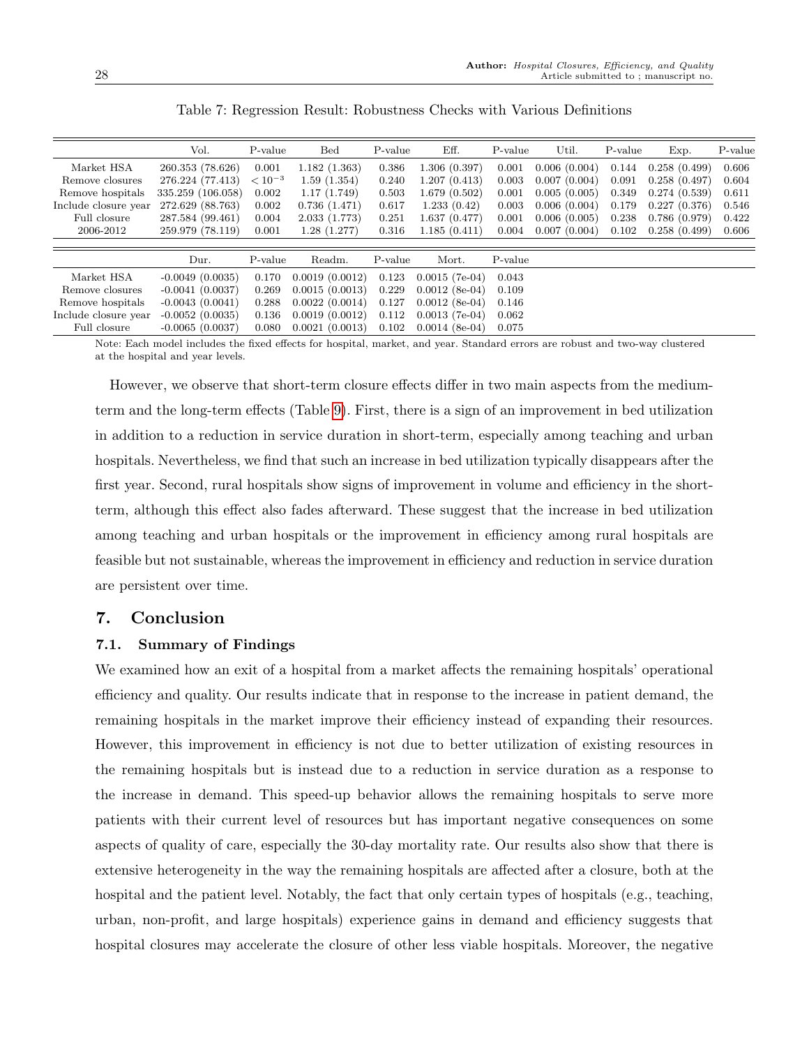Table 7: Regression Result: Robustness Checks with Various Definitions

| | Vol. | P-value | Bed | P-value | Eff. | P-value | Util. | P-value | Exp. | P-value |
|---|---|---|---|---|---|---|---|---|---|---|
| Market HSA | 260.353 (78.626) | 0.001 | 1.182 (1.363) | 0.386 | 1.306 (0.397) | 0.001 | 0.006 (0.004) | 0.144 | 0.258 (0.499) | 0.606 |
| Remove closures | 276.224 (77.413) | $< 10^{-3}$ | 1.59 (1.354) | 0.240 | 1.207 (0.413) | 0.003 | 0.007 (0.004) | 0.091 | 0.258 (0.497) | 0.604 |
| Remove hospitals | 335.259 (106.058) | 0.002 | 1.17 (1.749) | 0.503 | 1.679 (0.502) | 0.001 | 0.005 (0.005) | 0.349 | 0.274 (0.539) | 0.611 |
| Include closure year | 272.629 (88.763) | 0.002 | 0.736 (1.471) | 0.617 | 1.233 (0.42) | 0.003 | 0.006 (0.004) | 0.179 | 0.227 (0.376) | 0.546 |
| Full closure | 287.584 (99.461) | 0.004 | 2.033 (1.773) | 0.251 | 1.637 (0.477) | 0.001 | 0.006 (0.005) | 0.238 | 0.786 (0.979) | 0.422 |
| 2006-2012 | 259.979 (78.119) | 0.001 | 1.28 (1.277) | 0.316 | 1.185 (0.411) | 0.004 | 0.007 (0.004) | 0.102 | 0.258 (0.499) | 0.606 |

| | Dur. | P-value | Readm. | P-value | Mort. | P-value |
|---|---|---|---|---|---|---|
| Market HSA | -0.0049 (0.0035) | 0.170 | 0.0019 (0.0012) | 0.123 | 0.0015 (7e-04) | 0.043 |
| Remove closures | -0.0041 (0.0037) | 0.269 | 0.0015 (0.0013) | 0.229 | 0.0012 (8e-04) | 0.109 |
| Remove hospitals | -0.0043 (0.0041) | 0.288 | 0.0022 (0.0014) | 0.127 | 0.0012 (8e-04) | 0.146 |
| Include closure year | -0.0052 (0.0035) | 0.136 | 0.0019 (0.0012) | 0.112 | 0.0013 (7e-04) | 0.062 |
| Full closure | -0.0065 (0.0037) | 0.080 | 0.0021 (0.0013) | 0.102 | 0.0014 (8e-04) | 0.075 |

Note: Each model includes the fixed effects for hospital, market, and year. Standard errors are robust and two-way clustered at the hospital and year levels.

However, we observe that short-term closure effects differ in two main aspects from the medium-term and the long-term effects (Table 9). First, there is a sign of an improvement in bed utilization in addition to a reduction in service duration in short-term, especially among teaching and urban hospitals. Nevertheless, we find that such an increase in bed utilization typically disappears after the first year. Second, rural hospitals show signs of improvement in volume and efficiency in the short-term, although this effect also fades afterward. These suggest that the increase in bed utilization among teaching and urban hospitals or the improvement in efficiency among rural hospitals are feasible but not sustainable, whereas the improvement in efficiency and reduction in service duration are persistent over time.

## 7. Conclusion

### 7.1. Summary of Findings

We examined how an exit of a hospital from a market affects the remaining hospitals' operational efficiency and quality. Our results indicate that in response to the increase in patient demand, the remaining hospitals in the market improve their efficiency instead of expanding their resources. However, this improvement in efficiency is not due to better utilization of existing resources in the remaining hospitals but is instead due to a reduction in service duration as a response to the increase in demand. This speed-up behavior allows the remaining hospitals to serve more patients with their current level of resources but has important negative consequences on some aspects of quality of care, especially the 30-day mortality rate. Our results also show that there is extensive heterogeneity in the way the remaining hospitals are affected after a closure, both at the hospital and the patient level. Notably, the fact that only certain types of hospitals (e.g., teaching, urban, non-profit, and large hospitals) experience gains in demand and efficiency suggests that hospital closures may accelerate the closure of other less viable hospitals. Moreover, the negative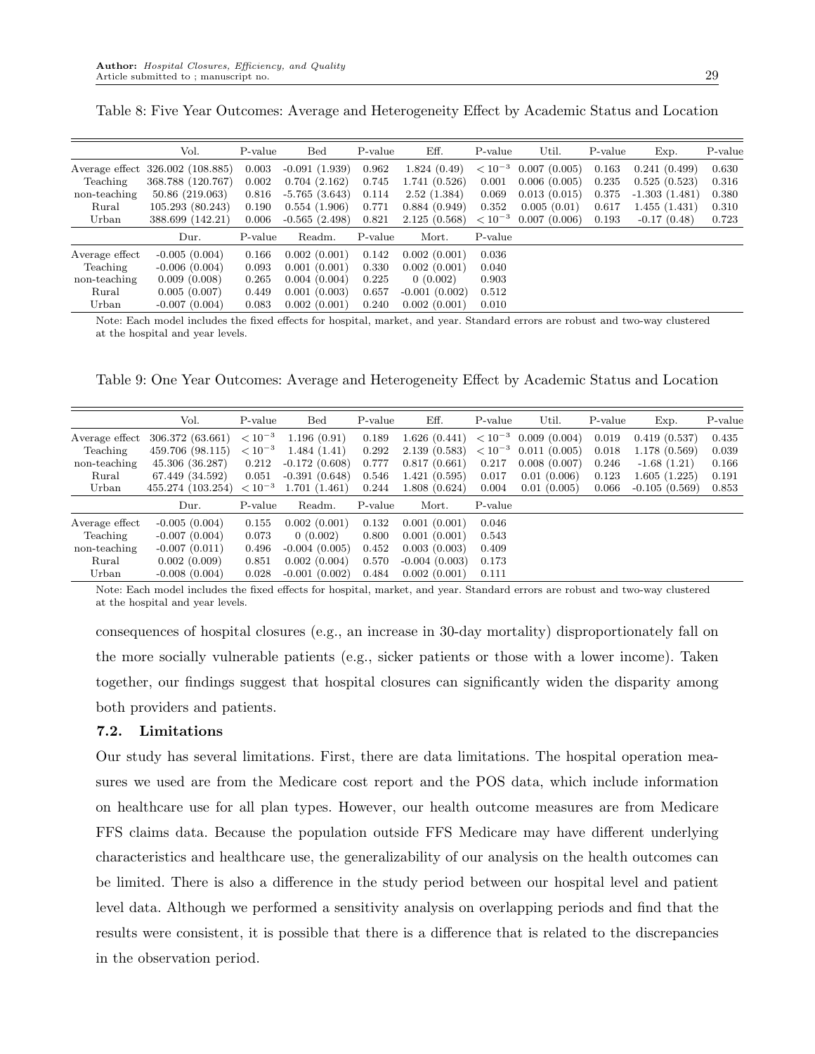Table 8: Five Year Outcomes: Average and Heterogeneity Effect by Academic Status and Location

| | Vol. | P-value | Bed | P-value | Eff. | P-value | Util. | P-value | Exp. | P-value |
|---|---|---|---|---|---|---|---|---|---|---|
| Average effect | 326.002 (108.885) | 0.003 | -0.091 (1.939) | 0.962 | 1.824 (0.49) | $< 10^{-3}$ | 0.007 (0.005) | 0.163 | 0.241 (0.499) | 0.630 |
| Teaching | 368.788 (120.767) | 0.002 | 0.704 (2.162) | 0.745 | 1.741 (0.526) | 0.001 | 0.006 (0.005) | 0.235 | 0.525 (0.523) | 0.316 |
| non-teaching | 50.86 (219.063) | 0.816 | -5.765 (3.643) | 0.114 | 2.52 (1.384) | 0.069 | 0.013 (0.015) | 0.375 | -1.303 (1.481) | 0.380 |
| Rural | 105.293 (80.243) | 0.190 | 0.554 (1.906) | 0.771 | 0.884 (0.949) | 0.352 | 0.005 (0.01) | 0.617 | 1.455 (1.431) | 0.310 |
| Urban | 388.699 (142.21) | 0.006 | -0.565 (2.498) | 0.821 | 2.125 (0.568) | $< 10^{-3}$ | 0.007 (0.006) | 0.193 | -0.17 (0.48) | 0.723 |
| | Dur. | P-value | Readm. | P-value | Mort. | P-value | | | | |
| Average effect | -0.005 (0.004) | 0.166 | 0.002 (0.001) | 0.142 | 0.002 (0.001) | 0.036 | | | | |
| Teaching | -0.006 (0.004) | 0.093 | 0.001 (0.001) | 0.330 | 0.002 (0.001) | 0.040 | | | | |
| non-teaching | 0.009 (0.008) | 0.265 | 0.004 (0.004) | 0.225 | 0 (0.002) | 0.903 | | | | |
| Rural | 0.005 (0.007) | 0.449 | 0.001 (0.003) | 0.657 | -0.001 (0.002) | 0.512 | | | | |
| Urban | -0.007 (0.004) | 0.083 | 0.002 (0.001) | 0.240 | 0.002 (0.001) | 0.010 | | | | |

Note: Each model includes the fixed effects for hospital, market, and year. Standard errors are robust and two-way clustered at the hospital and year levels.

Table 9: One Year Outcomes: Average and Heterogeneity Effect by Academic Status and Location

| | Vol. | P-value | Bed | P-value | Eff. | P-value | Util. | P-value | Exp. | P-value |
|---|---|---|---|---|---|---|---|---|---|---|
| Average effect | 306.372 (63.661) | $< 10^{-3}$ | 1.196 (0.91) | 0.189 | 1.626 (0.441) | $< 10^{-3}$ | 0.009 (0.004) | 0.019 | 0.419 (0.537) | 0.435 |
| Teaching | 459.706 (98.115) | $< 10^{-3}$ | 1.484 (1.41) | 0.292 | 2.139 (0.583) | $< 10^{-3}$ | 0.011 (0.005) | 0.018 | 1.178 (0.569) | 0.039 |
| non-teaching | 45.306 (36.287) | 0.212 | -0.172 (0.608) | 0.777 | 0.817 (0.661) | 0.217 | 0.008 (0.007) | 0.246 | -1.68 (1.21) | 0.166 |
| Rural | 67.449 (34.592) | 0.051 | -0.391 (0.648) | 0.546 | 1.421 (0.595) | 0.017 | 0.01 (0.006) | 0.123 | 1.605 (1.225) | 0.191 |
| Urban | 455.274 (103.254) | $< 10^{-3}$ | 1.701 (1.461) | 0.244 | 1.808 (0.624) | 0.004 | 0.01 (0.005) | 0.066 | -0.105 (0.569) | 0.853 |
| | Dur. | P-value | Readm. | P-value | Mort. | P-value | | | | |
| Average effect | -0.005 (0.004) | 0.155 | 0.002 (0.001) | 0.132 | 0.001 (0.001) | 0.046 | | | | |
| Teaching | -0.007 (0.004) | 0.073 | 0 (0.002) | 0.800 | 0.001 (0.001) | 0.543 | | | | |
| non-teaching | -0.007 (0.011) | 0.496 | -0.004 (0.005) | 0.452 | 0.003 (0.003) | 0.409 | | | | |
| Rural | 0.002 (0.009) | 0.851 | 0.002 (0.004) | 0.570 | -0.004 (0.003) | 0.173 | | | | |
| Urban | -0.008 (0.004) | 0.028 | -0.001 (0.002) | 0.484 | 0.002 (0.001) | 0.111 | | | | |

Note: Each model includes the fixed effects for hospital, market, and year. Standard errors are robust and two-way clustered at the hospital and year levels.

consequences of hospital closures (e.g., an increase in 30-day mortality) disproportionately fall on the more socially vulnerable patients (e.g., sicker patients or those with a lower income). Taken together, our findings suggest that hospital closures can significantly widen the disparity among both providers and patients.

### 7.2. Limitations

Our study has several limitations. First, there are data limitations. The hospital operation measures we used are from the Medicare cost report and the POS data, which include information on healthcare use for all plan types. However, our health outcome measures are from Medicare FFS claims data. Because the population outside FFS Medicare may have different underlying characteristics and healthcare use, the generalizability of our analysis on the health outcomes can be limited. There is also a difference in the study period between our hospital level and patient level data. Although we performed a sensitivity analysis on overlapping periods and find that the results were consistent, it is possible that there is a difference that is related to the discrepancies in the observation period.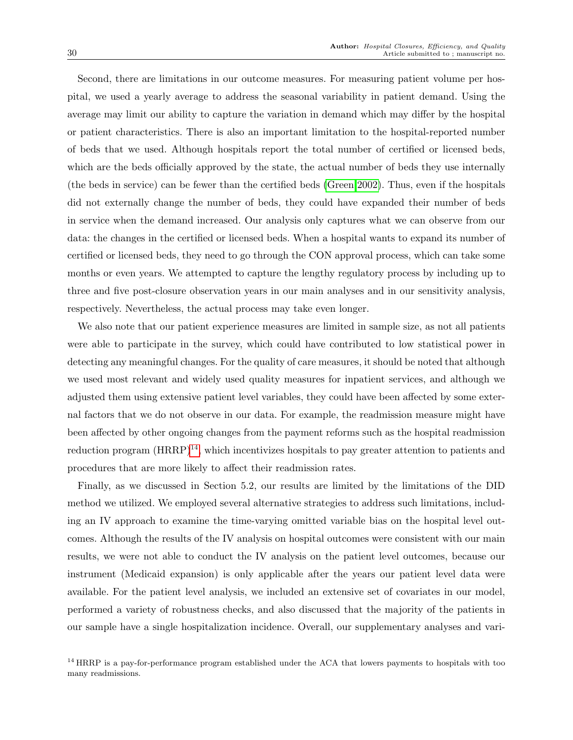Second, there are limitations in our outcome measures. For measuring patient volume per hospital, we used a yearly average to address the seasonal variability in patient demand. Using the average may limit our ability to capture the variation in demand which may differ by the hospital or patient characteristics. There is also an important limitation to the hospital-reported number of beds that we used. Although hospitals report the total number of certified or licensed beds, which are the beds officially approved by the state, the actual number of beds they use internally (the beds in service) can be fewer than the certified beds (Green 2002). Thus, even if the hospitals did not externally change the number of beds, they could have expanded their number of beds in service when the demand increased. Our analysis only captures what we can observe from our data: the changes in the certified or licensed beds. When a hospital wants to expand its number of certified or licensed beds, they need to go through the CON approval process, which can take some months or even years. We attempted to capture the lengthy regulatory process by including up to three and five post-closure observation years in our main analyses and in our sensitivity analysis, respectively. Nevertheless, the actual process may take even longer.

We also note that our patient experience measures are limited in sample size, as not all patients were able to participate in the survey, which could have contributed to low statistical power in detecting any meaningful changes. For the quality of care measures, it should be noted that although we used most relevant and widely used quality measures for inpatient services, and although we adjusted them using extensive patient level variables, they could have been affected by some external factors that we do not observe in our data. For example, the readmission measure might have been affected by other ongoing changes from the payment reforms such as the hospital readmission reduction program (HRRP)[14], which incentivizes hospitals to pay greater attention to patients and procedures that are more likely to affect their readmission rates.

Finally, as we discussed in Section 5.2, our results are limited by the limitations of the DID method we utilized. We employed several alternative strategies to address such limitations, including an IV approach to examine the time-varying omitted variable bias on the hospital level outcomes. Although the results of the IV analysis on hospital outcomes were consistent with our main results, we were not able to conduct the IV analysis on the patient level outcomes, because our instrument (Medicaid expansion) is only applicable after the years our patient level data were available. For the patient level analysis, we included an extensive set of covariates in our model, performed a variety of robustness checks, and also discussed that the majority of the patients in our sample have a single hospitalization incidence. Overall, our supplementary analyses and vari-

[14] HRRP is a pay-for-performance program established under the ACA that lowers payments to hospitals with too many readmissions.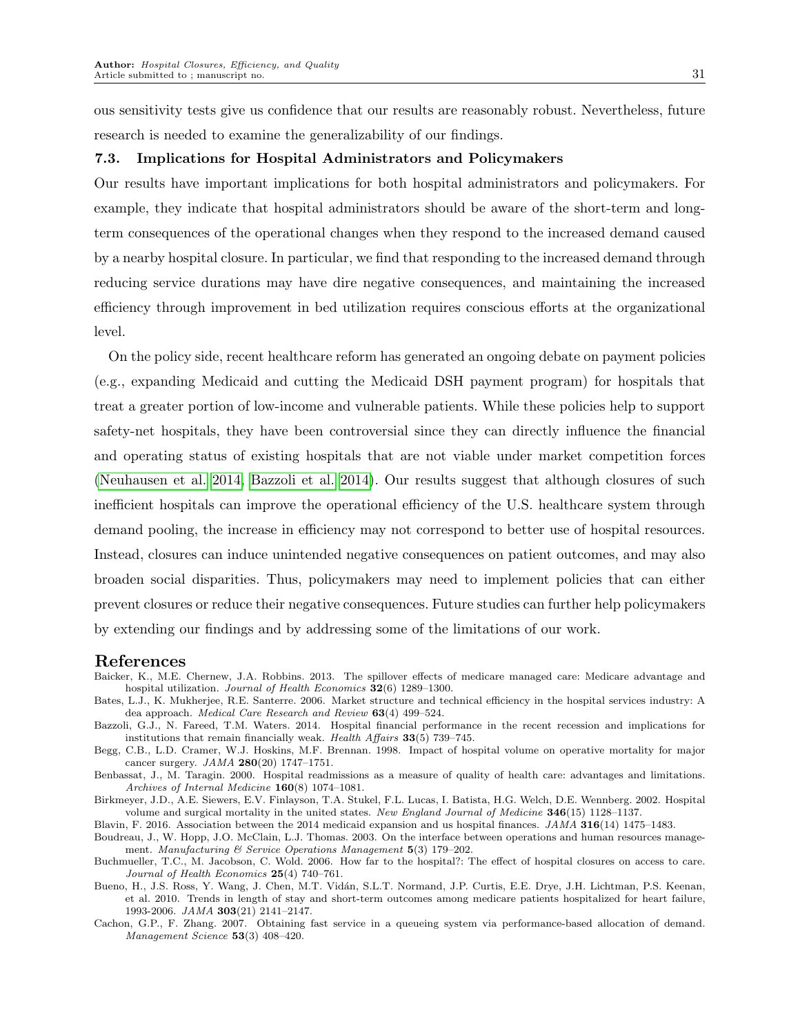ous sensitivity tests give us confidence that our results are reasonably robust. Nevertheless, future research is needed to examine the generalizability of our findings.

### 7.3. Implications for Hospital Administrators and Policymakers

Our results have important implications for both hospital administrators and policymakers. For example, they indicate that hospital administrators should be aware of the short-term and long-term consequences of the operational changes when they respond to the increased demand caused by a nearby hospital closure. In particular, we find that responding to the increased demand through reducing service durations may have dire negative consequences, and maintaining the increased efficiency through improvement in bed utilization requires conscious efforts at the organizational level.

On the policy side, recent healthcare reform has generated an ongoing debate on payment policies (e.g., expanding Medicaid and cutting the Medicaid DSH payment program) for hospitals that treat a greater portion of low-income and vulnerable patients. While these policies help to support safety-net hospitals, they have been controversial since they can directly influence the financial and operating status of existing hospitals that are not viable under market competition forces (Neuhausen et al. 2014, Bazzoli et al. 2014). Our results suggest that although closures of such inefficient hospitals can improve the operational efficiency of the U.S. healthcare system through demand pooling, the increase in efficiency may not correspond to better use of hospital resources. Instead, closures can induce unintended negative consequences on patient outcomes, and may also broaden social disparities. Thus, policymakers may need to implement policies that can either prevent closures or reduce their negative consequences. Future studies can further help policymakers by extending our findings and by addressing some of the limitations of our work.

## References

Baicker, K., M.E. Chernew, J.A. Robbins. 2013. The spillover effects of medicare managed care: Medicare advantage and hospital utilization. *Journal of Health Economics* **32**(6) 1289–1300.

Bates, L.J., K. Mukherjee, R.E. Santerre. 2006. Market structure and technical efficiency in the hospital services industry: A dea approach. *Medical Care Research and Review* **63**(4) 499–524.

Bazzoli, G.J., N. Fareed, T.M. Waters. 2014. Hospital financial performance in the recent recession and implications for institutions that remain financially weak. *Health Affairs* **33**(5) 739–745.

Begg, C.B., L.D. Cramer, W.J. Hoskins, M.F. Brennan. 1998. Impact of hospital volume on operative mortality for major cancer surgery. *JAMA* **280**(20) 1747–1751.

Benbassat, J., M. Taragin. 2000. Hospital readmissions as a measure of quality of health care: advantages and limitations. *Archives of Internal Medicine* **160**(8) 1074–1081.

Birkmeyer, J.D., A.E. Siewers, E.V. Finlayson, T.A. Stukel, F.L. Lucas, I. Batista, H.G. Welch, D.E. Wennberg. 2002. Hospital volume and surgical mortality in the united states. *New England Journal of Medicine* **346**(15) 1128–1137.

Blavin, F. 2016. Association between the 2014 medicaid expansion and us hospital finances. *JAMA* **316**(14) 1475–1483.

Boudreau, J., W. Hopp, J.O. McClain, L.J. Thomas. 2003. On the interface between operations and human resources management. *Manufacturing & Service Operations Management* **5**(3) 179–202.

Buchmueller, T.C., M. Jacobson, C. Wold. 2006. How far to the hospital?: The effect of hospital closures on access to care. *Journal of Health Economics* **25**(4) 740–761.

Bueno, H., J.S. Ross, Y. Wang, J. Chen, M.T. Vidán, S.L.T. Normand, J.P. Curtis, E.E. Drye, J.H. Lichtman, P.S. Keenan, et al. 2010. Trends in length of stay and short-term outcomes among medicare patients hospitalized for heart failure, 1993-2006. *JAMA* **303**(21) 2141–2147.

Cachon, G.P., F. Zhang. 2007. Obtaining fast service in a queueing system via performance-based allocation of demand. *Management Science* **53**(3) 408–420.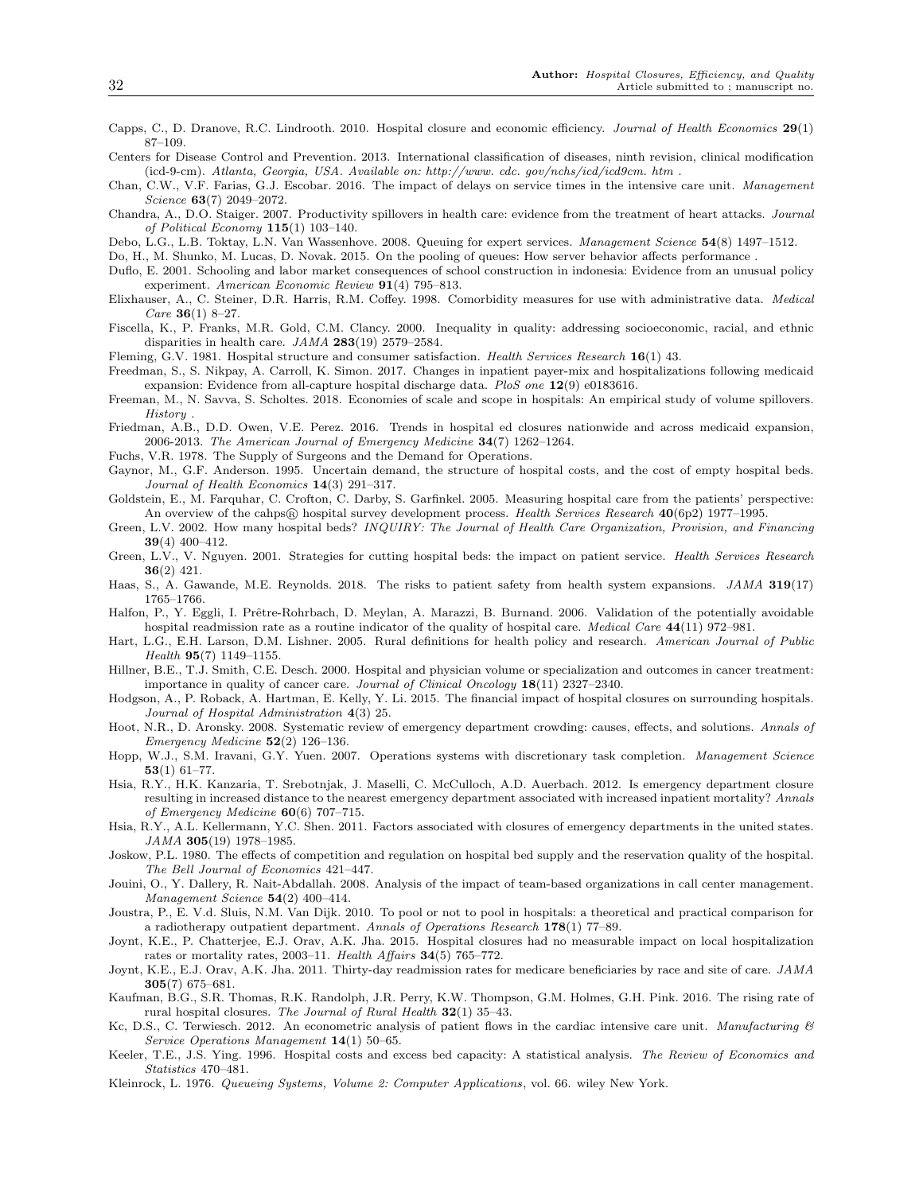Capps, C., D. Dranove, R.C. Lindrooth. 2010. Hospital closure and economic efficiency. *Journal of Health Economics* **29**(1) 87–109.

Centers for Disease Control and Prevention. 2013. International classification of diseases, ninth revision, clinical modification (icd-9-cm). *Atlanta, Georgia, USA. Available on: http://www. cdc. gov/nchs/icd/icd9cm. htm* .

Chan, C.W., V.F. Farias, G.J. Escobar. 2016. The impact of delays on service times in the intensive care unit. *Management Science* **63**(7) 2049–2072.

Chandra, A., D.O. Staiger. 2007. Productivity spillovers in health care: evidence from the treatment of heart attacks. *Journal of Political Economy* **115**(1) 103–140.

Debo, L.G., L.B. Toktay, L.N. Van Wassenhove. 2008. Queuing for expert services. *Management Science* **54**(8) 1497–1512.

Do, H., M. Shunko, M. Lucas, D. Novak. 2015. On the pooling of queues: How server behavior affects performance .

Duflo, E. 2001. Schooling and labor market consequences of school construction in indonesia: Evidence from an unusual policy experiment. *American Economic Review* **91**(4) 795–813.

Elixhauser, A., C. Steiner, D.R. Harris, R.M. Coffey. 1998. Comorbidity measures for use with administrative data. *Medical Care* **36**(1) 8–27.

Fiscella, K., P. Franks, M.R. Gold, C.M. Clancy. 2000. Inequality in quality: addressing socioeconomic, racial, and ethnic disparities in health care. *JAMA* **283**(19) 2579–2584.

Fleming, G.V. 1981. Hospital structure and consumer satisfaction. *Health Services Research* **16**(1) 43.

Freedman, S., S. Nikpay, A. Carroll, K. Simon. 2017. Changes in inpatient payer-mix and hospitalizations following medicaid expansion: Evidence from all-capture hospital discharge data. *PloS one* **12**(9) e0183616.

Freeman, M., N. Savva, S. Scholtes. 2018. Economies of scale and scope in hospitals: An empirical study of volume spillovers. *History* .

Friedman, A.B., D.D. Owen, V.E. Perez. 2016. Trends in hospital ed closures nationwide and across medicaid expansion, 2006-2013. *The American Journal of Emergency Medicine* **34**(7) 1262–1264.

Fuchs, V.R. 1978. The Supply of Surgeons and the Demand for Operations.

Gaynor, M., G.F. Anderson. 1995. Uncertain demand, the structure of hospital costs, and the cost of empty hospital beds. *Journal of Health Economics* **14**(3) 291–317.

Goldstein, E., M. Farquhar, C. Crofton, C. Darby, S. Garfinkel. 2005. Measuring hospital care from the patients' perspective: An overview of the cahps® hospital survey development process. *Health Services Research* **40**(6p2) 1977–1995.

Green, L.V. 2002. How many hospital beds? *INQUIRY: The Journal of Health Care Organization, Provision, and Financing* **39**(4) 400–412.

Green, L.V., V. Nguyen. 2001. Strategies for cutting hospital beds: the impact on patient service. *Health Services Research* **36**(2) 421.

Haas, S., A. Gawande, M.E. Reynolds. 2018. The risks to patient safety from health system expansions. *JAMA* **319**(17) 1765–1766.

Halfon, P., Y. Eggli, I. Prêtre-Rohrbach, D. Meylan, A. Marazzi, B. Burnand. 2006. Validation of the potentially avoidable hospital readmission rate as a routine indicator of the quality of hospital care. *Medical Care* **44**(11) 972–981.

Hart, L.G., E.H. Larson, D.M. Lishner. 2005. Rural definitions for health policy and research. *American Journal of Public Health* **95**(7) 1149–1155.

Hillner, B.E., T.J. Smith, C.E. Desch. 2000. Hospital and physician volume or specialization and outcomes in cancer treatment: importance in quality of cancer care. *Journal of Clinical Oncology* **18**(11) 2327–2340.

Hodgson, A., P. Roback, A. Hartman, E. Kelly, Y. Li. 2015. The financial impact of hospital closures on surrounding hospitals. *Journal of Hospital Administration* **4**(3) 25.

Hoot, N.R., D. Aronsky. 2008. Systematic review of emergency department crowding: causes, effects, and solutions. *Annals of Emergency Medicine* **52**(2) 126–136.

Hopp, W.J., S.M. Iravani, G.Y. Yuen. 2007. Operations systems with discretionary task completion. *Management Science* **53**(1) 61–77.

Hsia, R.Y., H.K. Kanzaria, T. Srebotnjak, J. Maselli, C. McCulloch, A.D. Auerbach. 2012. Is emergency department closure resulting in increased distance to the nearest emergency department associated with increased inpatient mortality? *Annals of Emergency Medicine* **60**(6) 707–715.

Hsia, R.Y., A.L. Kellermann, Y.C. Shen. 2011. Factors associated with closures of emergency departments in the united states. *JAMA* **305**(19) 1978–1985.

Joskow, P.L. 1980. The effects of competition and regulation on hospital bed supply and the reservation quality of the hospital. *The Bell Journal of Economics* 421–447.

Jouini, O., Y. Dallery, R. Nait-Abdallah. 2008. Analysis of the impact of team-based organizations in call center management. *Management Science* **54**(2) 400–414.

Joustra, P., E. V.d. Sluis, N.M. Van Dijk. 2010. To pool or not to pool in hospitals: a theoretical and practical comparison for a radiotherapy outpatient department. *Annals of Operations Research* **178**(1) 77–89.

Joynt, K.E., P. Chatterjee, E.J. Orav, A.K. Jha. 2015. Hospital closures had no measurable impact on local hospitalization rates or mortality rates, 2003–11. *Health Affairs* **34**(5) 765–772.

Joynt, K.E., E.J. Orav, A.K. Jha. 2011. Thirty-day readmission rates for medicare beneficiaries by race and site of care. *JAMA* **305**(7) 675–681.

Kaufman, B.G., S.R. Thomas, R.K. Randolph, J.R. Perry, K.W. Thompson, G.M. Holmes, G.H. Pink. 2016. The rising rate of rural hospital closures. *The Journal of Rural Health* **32**(1) 35–43.

Kc, D.S., C. Terwiesch. 2012. An econometric analysis of patient flows in the cardiac intensive care unit. *Manufacturing & Service Operations Management* **14**(1) 50–65.

Keeler, T.E., J.S. Ying. 1996. Hospital costs and excess bed capacity: A statistical analysis. *The Review of Economics and Statistics* 470–481.

Kleinrock, L. 1976. *Queueing Systems, Volume 2: Computer Applications*, vol. 66. wiley New York.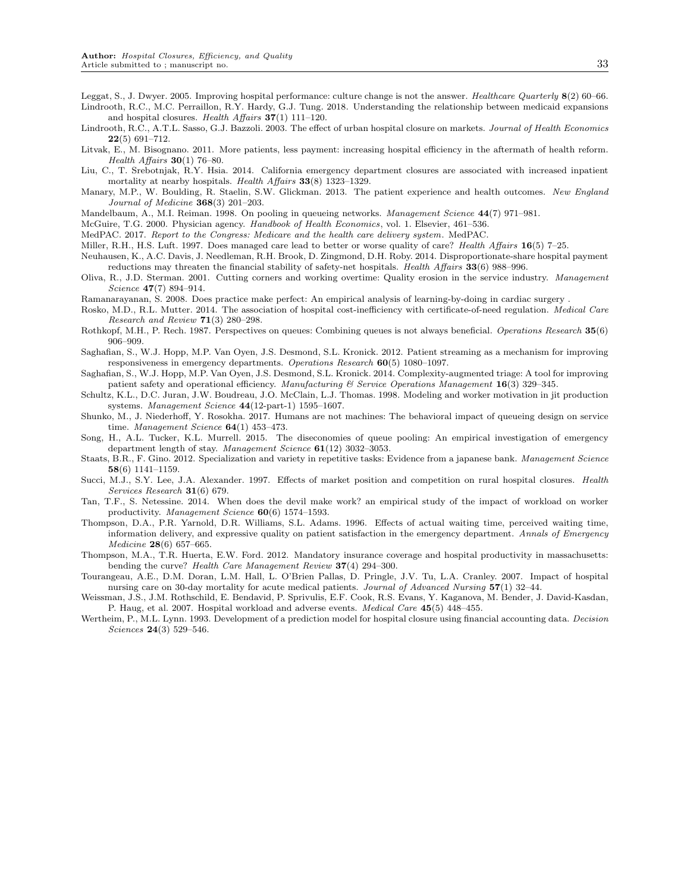Leggat, S., J. Dwyer. 2005. Improving hospital performance: culture change is not the answer. *Healthcare Quarterly* **8**(2) 60–66.

Lindrooth, R.C., M.C. Perraillon, R.Y. Hardy, G.J. Tung. 2018. Understanding the relationship between medicaid expansions and hospital closures. *Health Affairs* **37**(1) 111–120.

Lindrooth, R.C., A.T.L. Sasso, G.J. Bazzoli. 2003. The effect of urban hospital closure on markets. *Journal of Health Economics* **22**(5) 691–712.

Litvak, E., M. Bisognano. 2011. More patients, less payment: increasing hospital efficiency in the aftermath of health reform. *Health Affairs* **30**(1) 76–80.

Liu, C., T. Srebotnjak, R.Y. Hsia. 2014. California emergency department closures are associated with increased inpatient mortality at nearby hospitals. *Health Affairs* **33**(8) 1323–1329.

Manary, M.P., W. Boulding, R. Staelin, S.W. Glickman. 2013. The patient experience and health outcomes. *New England Journal of Medicine* **368**(3) 201–203.

Mandelbaum, A., M.I. Reiman. 1998. On pooling in queueing networks. *Management Science* **44**(7) 971–981.

McGuire, T.G. 2000. Physician agency. *Handbook of Health Economics*, vol. 1. Elsevier, 461–536.

MedPAC. 2017. *Report to the Congress: Medicare and the health care delivery system*. MedPAC.

Miller, R.H., H.S. Luft. 1997. Does managed care lead to better or worse quality of care? *Health Affairs* **16**(5) 7–25.

Neuhausen, K., A.C. Davis, J. Needleman, R.H. Brook, D. Zingmond, D.H. Roby. 2014. Disproportionate-share hospital payment reductions may threaten the financial stability of safety-net hospitals. *Health Affairs* **33**(6) 988–996.

Oliva, R., J.D. Sterman. 2001. Cutting corners and working overtime: Quality erosion in the service industry. *Management Science* **47**(7) 894–914.

Ramanarayanan, S. 2008. Does practice make perfect: An empirical analysis of learning-by-doing in cardiac surgery .

Rosko, M.D., R.L. Mutter. 2014. The association of hospital cost-inefficiency with certificate-of-need regulation. *Medical Care Research and Review* **71**(3) 280–298.

Rothkopf, M.H., P. Rech. 1987. Perspectives on queues: Combining queues is not always beneficial. *Operations Research* **35**(6) 906–909.

Saghafian, S., W.J. Hopp, M.P. Van Oyen, J.S. Desmond, S.L. Kronick. 2012. Patient streaming as a mechanism for improving responsiveness in emergency departments. *Operations Research* **60**(5) 1080–1097.

Saghafian, S., W.J. Hopp, M.P. Van Oyen, J.S. Desmond, S.L. Kronick. 2014. Complexity-augmented triage: A tool for improving patient safety and operational efficiency. *Manufacturing & Service Operations Management* **16**(3) 329–345.

Schultz, K.L., D.C. Juran, J.W. Boudreau, J.O. McClain, L.J. Thomas. 1998. Modeling and worker motivation in jit production systems. *Management Science* **44**(12-part-1) 1595–1607.

Shunko, M., J. Niederhoff, Y. Rosokha. 2017. Humans are not machines: The behavioral impact of queueing design on service time. *Management Science* **64**(1) 453–473.

Song, H., A.L. Tucker, K.L. Murrell. 2015. The diseconomies of queue pooling: An empirical investigation of emergency department length of stay. *Management Science* **61**(12) 3032–3053.

Staats, B.R., F. Gino. 2012. Specialization and variety in repetitive tasks: Evidence from a japanese bank. *Management Science* **58**(6) 1141–1159.

Succi, M.J., S.Y. Lee, J.A. Alexander. 1997. Effects of market position and competition on rural hospital closures. *Health Services Research* **31**(6) 679.

Tan, T.F., S. Netessine. 2014. When does the devil make work? an empirical study of the impact of workload on worker productivity. *Management Science* **60**(6) 1574–1593.

Thompson, D.A., P.R. Yarnold, D.R. Williams, S.L. Adams. 1996. Effects of actual waiting time, perceived waiting time, information delivery, and expressive quality on patient satisfaction in the emergency department. *Annals of Emergency Medicine* **28**(6) 657–665.

Thompson, M.A., T.R. Huerta, E.W. Ford. 2012. Mandatory insurance coverage and hospital productivity in massachusetts: bending the curve? *Health Care Management Review* **37**(4) 294–300.

Tourangeau, A.E., D.M. Doran, L.M. Hall, L. O'Brien Pallas, D. Pringle, J.V. Tu, L.A. Cranley. 2007. Impact of hospital nursing care on 30-day mortality for acute medical patients. *Journal of Advanced Nursing* **57**(1) 32–44.

Weissman, J.S., J.M. Rothschild, E. Bendavid, P. Sprivulis, E.F. Cook, R.S. Evans, Y. Kaganova, M. Bender, J. David-Kasdan, P. Haug, et al. 2007. Hospital workload and adverse events. *Medical Care* **45**(5) 448–455.

Wertheim, P., M.L. Lynn. 1993. Development of a prediction model for hospital closure using financial accounting data. *Decision Sciences* **24**(3) 529–546.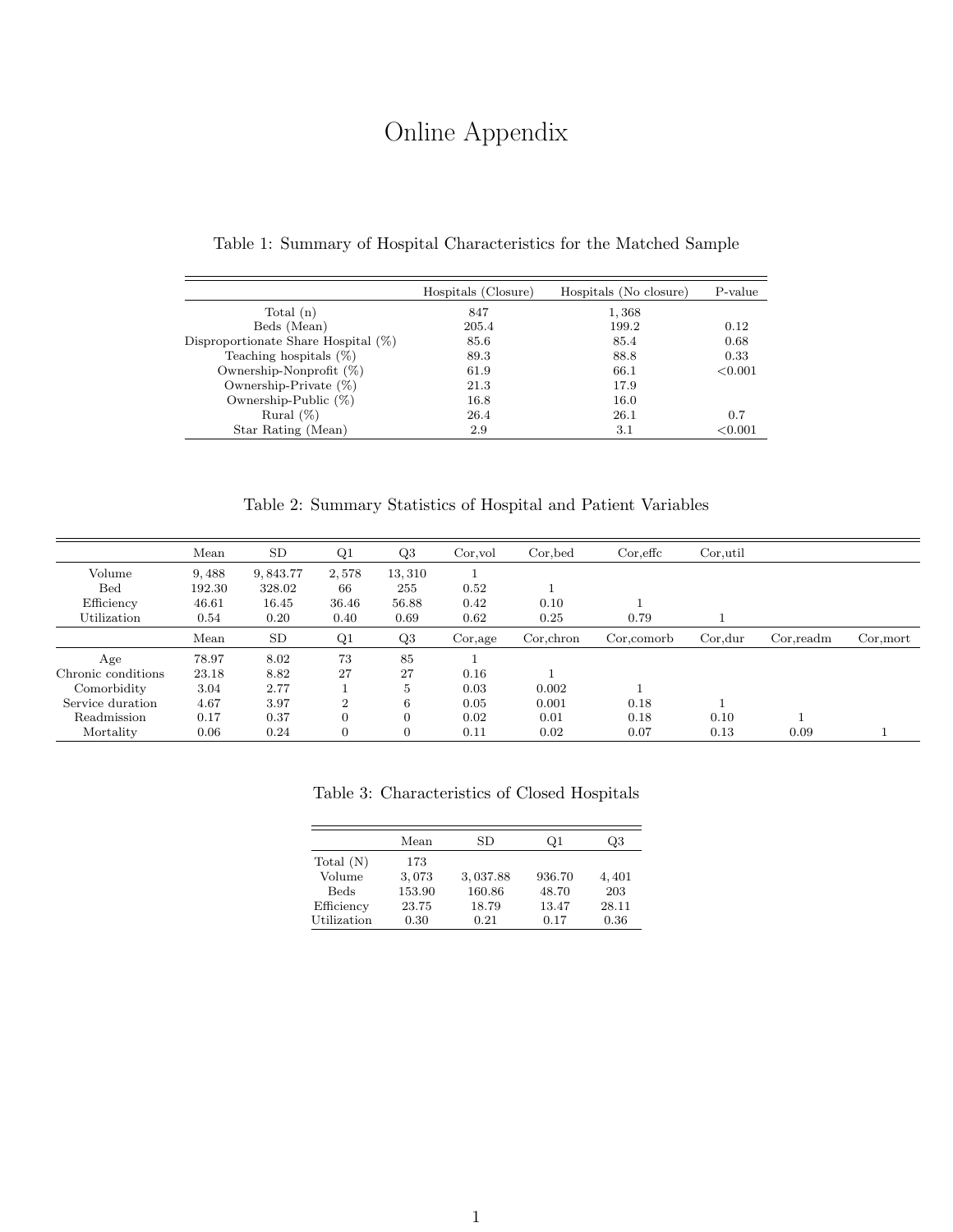# Online Appendix

Table 1: Summary of Hospital Characteristics for the Matched Sample

| | Hospitals (Closure) | Hospitals (No closure) | P-value |
|---|---|---|---|
| Total (n) | 847 | 1,368 | |
| Beds (Mean) | 205.4 | 199.2 | 0.12 |
| Disproportionate Share Hospital (%) | 85.6 | 85.4 | 0.68 |
| Teaching hospitals (%) | 89.3 | 88.8 | 0.33 |
| Ownership-Nonprofit (%) | 61.9 | 66.1 | <0.001 |
| Ownership-Private (%) | 21.3 | 17.9 | |
| Ownership-Public (%) | 16.8 | 16.0 | |
| Rural (%) | 26.4 | 26.1 | 0.7 |
| Star Rating (Mean) | 2.9 | 3.1 | <0.001 |

Table 2: Summary Statistics of Hospital and Patient Variables

| | Mean | SD | Q1 | Q3 | Cor,vol | Cor,bed | Cor,effc | Cor,util | | |
|---|---|---|---|---|---|---|---|---|---|---|
| Volume | 9,488 | 9,843.77 | 2,578 | 13,310 | 1 | | | | | |
| Bed | 192.30 | 328.02 | 66 | 255 | 0.52 | 1 | | | | |
| Efficiency | 46.61 | 16.45 | 36.46 | 56.88 | 0.42 | 0.10 | 1 | | | |
| Utilization | 0.54 | 0.20 | 0.40 | 0.69 | 0.62 | 0.25 | 0.79 | 1 | | |
| | Mean | SD | Q1 | Q3 | Cor,age | Cor,chron | Cor,comorb | Cor,dur | Cor,readm | Cor,mort |
| Age | 78.97 | 8.02 | 73 | 85 | 1 | | | | | |
| Chronic conditions | 23.18 | 8.82 | 27 | 27 | 0.16 | 1 | | | | |
| Comorbidity | 3.04 | 2.77 | 1 | 5 | 0.03 | 0.002 | 1 | | | |
| Service duration | 4.67 | 3.97 | 2 | 6 | 0.05 | 0.001 | 0.18 | 1 | | |
| Readmission | 0.17 | 0.37 | 0 | 0 | 0.02 | 0.01 | 0.18 | 0.10 | 1 | |
| Mortality | 0.06 | 0.24 | 0 | 0 | 0.11 | 0.02 | 0.07 | 0.13 | 0.09 | 1 |

Table 3: Characteristics of Closed Hospitals

| | Mean | SD | Q1 | Q3 |
|---|---|---|---|---|
| Total (N) | 173 | | | |
| Volume | 3,073 | 3,037.88 | 936.70 | 4,401 |
| Beds | 153.90 | 160.86 | 48.70 | 203 |
| Efficiency | 23.75 | 18.79 | 13.47 | 28.11 |
| Utilization | 0.30 | 0.21 | 0.17 | 0.36 |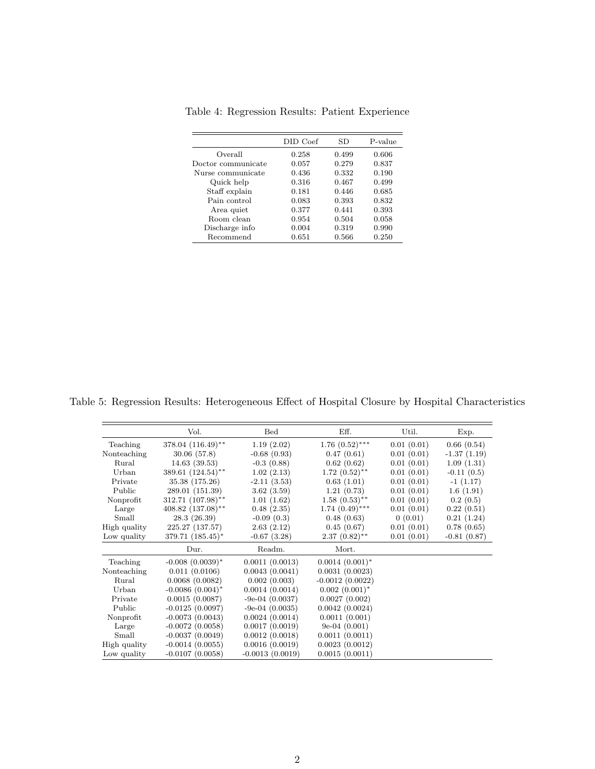Table 4: Regression Results: Patient Experience

| | DID Coef | SD | P-value |
|---|---|---|---|
| Overall | 0.258 | 0.499 | 0.606 |
| Doctor communicate | 0.057 | 0.279 | 0.837 |
| Nurse communicate | 0.436 | 0.332 | 0.190 |
| Quick help | 0.316 | 0.467 | 0.499 |
| Staff explain | 0.181 | 0.446 | 0.685 |
| Pain control | 0.083 | 0.393 | 0.832 |
| Area quiet | 0.377 | 0.441 | 0.393 |
| Room clean | 0.954 | 0.504 | 0.058 |
| Discharge info | 0.004 | 0.319 | 0.990 |
| Recommend | 0.651 | 0.566 | 0.250 |

Table 5: Regression Results: Heterogeneous Effect of Hospital Closure by Hospital Characteristics

| | Vol. | Bed | Eff. | Util. | Exp. |
|---|---|---|---|---|---|
| Teaching | 378.04 (116.49)** | 1.19 (2.02) | 1.76 (0.52)*** | 0.01 (0.01) | 0.66 (0.54) |
| Nonteaching | 30.06 (57.8) | -0.68 (0.93) | 0.47 (0.61) | 0.01 (0.01) | -1.37 (1.19) |
| Rural | 14.63 (39.53) | -0.3 (0.88) | 0.62 (0.62) | 0.01 (0.01) | 1.09 (1.31) |
| Urban | 389.61 (124.54)** | 1.02 (2.13) | 1.72 (0.52)** | 0.01 (0.01) | -0.11 (0.5) |
| Private | 35.38 (175.26) | -2.11 (3.53) | 0.63 (1.01) | 0.01 (0.01) | -1 (1.17) |
| Public | 289.01 (151.39) | 3.62 (3.59) | 1.21 (0.73) | 0.01 (0.01) | 1.6 (1.91) |
| Nonprofit | 312.71 (107.98)** | 1.01 (1.62) | 1.58 (0.53)** | 0.01 (0.01) | 0.2 (0.5) |
| Large | 408.82 (137.08)** | 0.48 (2.35) | 1.74 (0.49)*** | 0.01 (0.01) | 0.22 (0.51) |
| Small | 28.3 (26.39) | -0.09 (0.3) | 0.48 (0.63) | 0 (0.01) | 0.21 (1.24) |
| High quality | 225.27 (137.57) | 2.63 (2.12) | 0.45 (0.67) | 0.01 (0.01) | 0.78 (0.65) |
| Low quality | 379.71 (185.45)* | -0.67 (3.28) | 2.37 (0.82)** | 0.01 (0.01) | -0.81 (0.87) |
| | Dur. | Readm. | Mort. | | |
| Teaching | -0.008 (0.0039)* | 0.0011 (0.0013) | 0.0014 (0.001)* | | |
| Nonteaching | 0.011 (0.0106) | 0.0043 (0.0041) | 0.0031 (0.0023) | | |
| Rural | 0.0068 (0.0082) | 0.002 (0.003) | -0.0012 (0.0022) | | |
| Urban | -0.0086 (0.004)* | 0.0014 (0.0014) | 0.002 (0.001)* | | |
| Private | 0.0015 (0.0087) | -9e-04 (0.0037) | 0.0027 (0.002) | | |
| Public | -0.0125 (0.0097) | -9e-04 (0.0035) | 0.0042 (0.0024) | | |
| Nonprofit | -0.0073 (0.0043) | 0.0024 (0.0014) | 0.0011 (0.001) | | |
| Large | -0.0072 (0.0058) | 0.0017 (0.0019) | 9e-04 (0.001) | | |
| Small | -0.0037 (0.0049) | 0.0012 (0.0018) | 0.0011 (0.0011) | | |
| High quality | -0.0014 (0.0055) | 0.0016 (0.0019) | 0.0023 (0.0012) | | |
| Low quality | -0.0107 (0.0058) | -0.0013 (0.0019) | 0.0015 (0.0011) | | |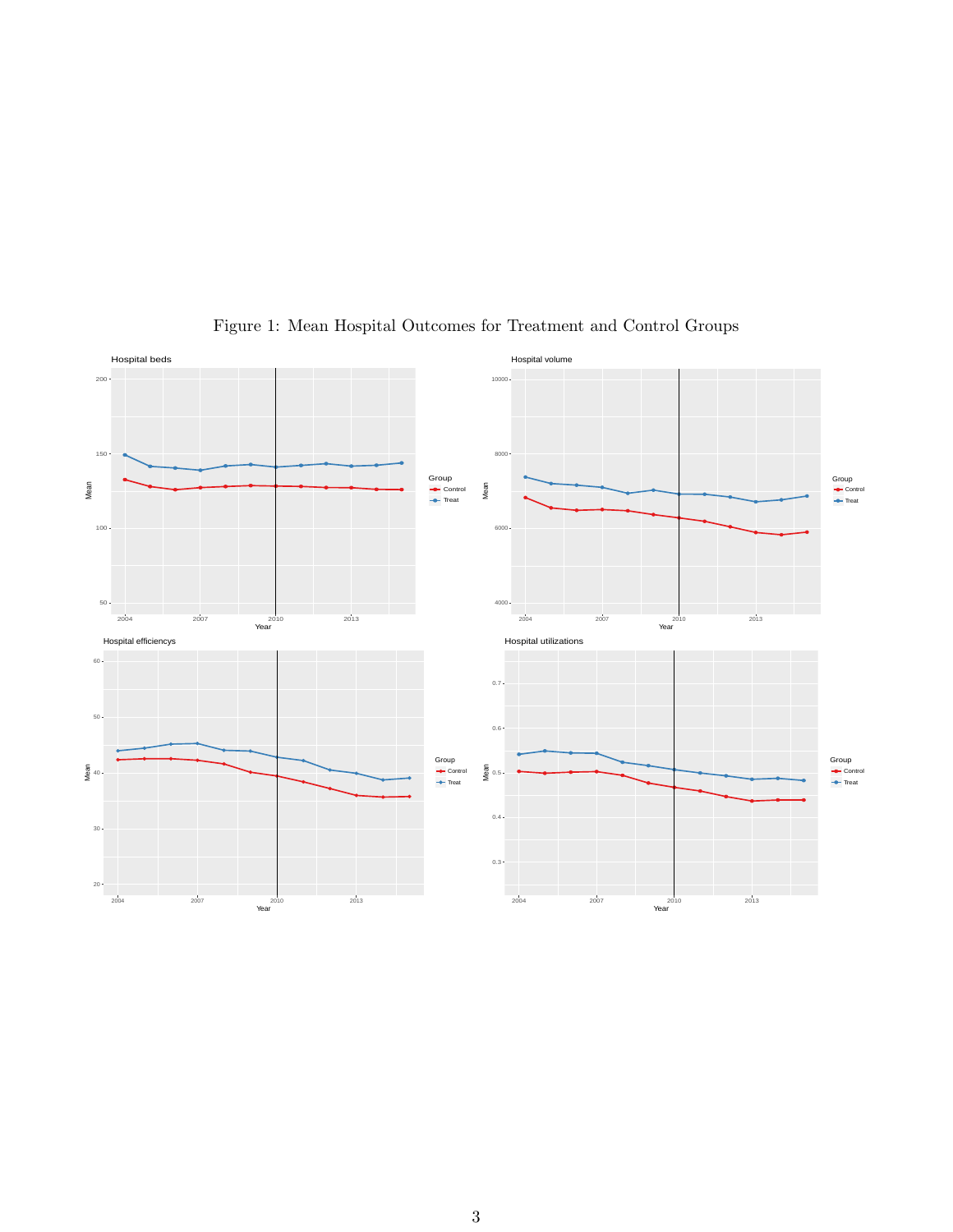Figure 1: Mean Hospital Outcomes for Treatment and Control Groups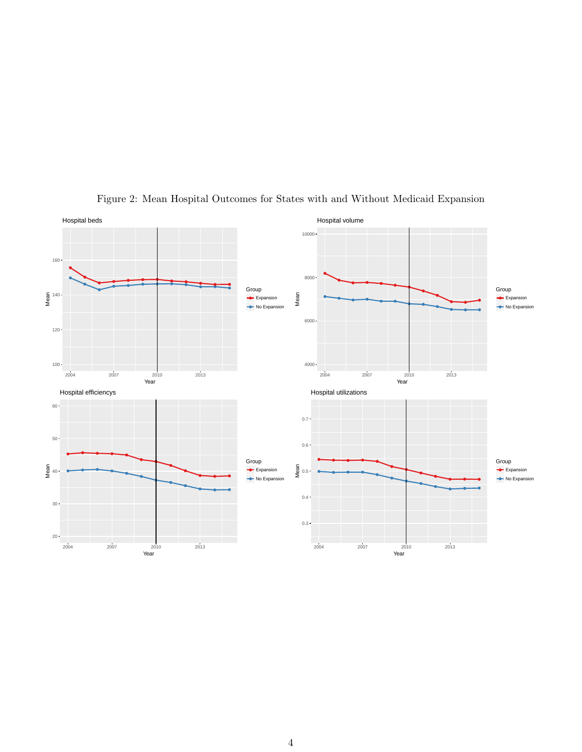Figure 2: Mean Hospital Outcomes for States with and Without Medicaid Expansion

Hospital beds

Mean

160
140
120
100

2004 2007 2010 2013

Year

Group
Expansion
No Expansion

Hospital volume

Mean

10000
8000
6000
4000

2004 2007 2010 2013

Year

Group
Expansion
No Expansion

Hospital efficiencys

Mean

60
50
40
30
20

2004 2007 2010 2013

Year

Group
Expansion
No Expansion

Hospital utilizations

Mean

0.7
0.6
0.5
0.4
0.3

2004 2007 2010 2013

Year

Group
Expansion
No Expansion